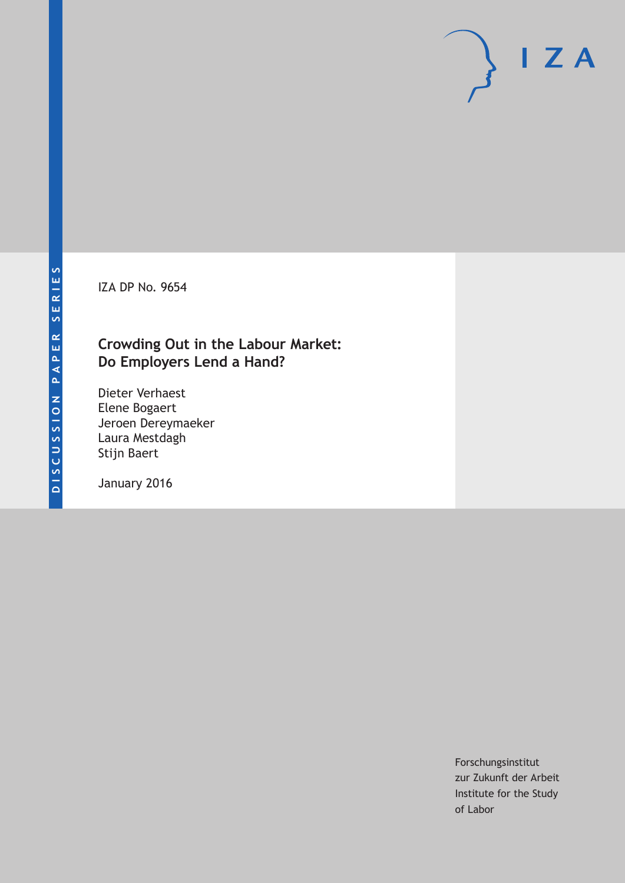DISCUSSION PAPER SERIES

IZA DP No. 9654

# Crowding Out in the Labour Market: Do Employers Lend a Hand?

Dieter Verhaest
Elene Bogaert
Jeroen Dereymaeker
Laura Mestdagh
Stijn Baert

January 2016

Forschungsinstitut
zur Zukunft der Arbeit
Institute for the Study
of Labor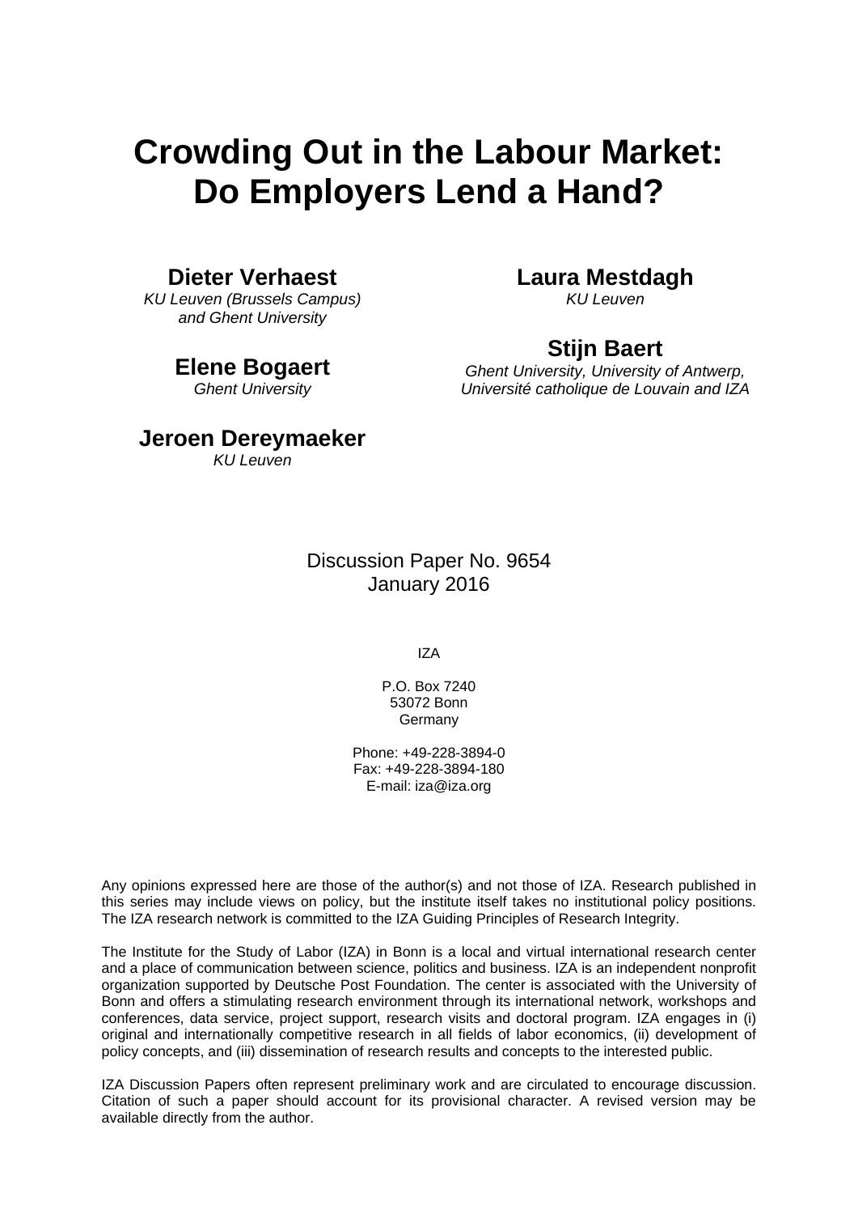# Crowding Out in the Labour Market: Do Employers Lend a Hand?

**Dieter Verhaest**
*KU Leuven (Brussels Campus) and Ghent University*

**Laura Mestdagh**
*KU Leuven*

**Elene Bogaert**
*Ghent University*

**Stijn Baert**
*Ghent University, University of Antwerp, Université catholique de Louvain and IZA*

**Jeroen Dereymaeker**
*KU Leuven*

Discussion Paper No. 9654
January 2016

IZA

P.O. Box 7240
53072 Bonn
Germany

Phone: +49-228-3894-0
Fax: +49-228-3894-180
E-mail: iza@iza.org

Any opinions expressed here are those of the author(s) and not those of IZA. Research published in this series may include views on policy, but the institute itself takes no institutional policy positions. The IZA research network is committed to the IZA Guiding Principles of Research Integrity.

The Institute for the Study of Labor (IZA) in Bonn is a local and virtual international research center and a place of communication between science, politics and business. IZA is an independent nonprofit organization supported by Deutsche Post Foundation. The center is associated with the University of Bonn and offers a stimulating research environment through its international network, workshops and conferences, data service, project support, research visits and doctoral program. IZA engages in (i) original and internationally competitive research in all fields of labor economics, (ii) development of policy concepts, and (iii) dissemination of research results and concepts to the interested public.

IZA Discussion Papers often represent preliminary work and are circulated to encourage discussion. Citation of such a paper should account for its provisional character. A revised version may be available directly from the author.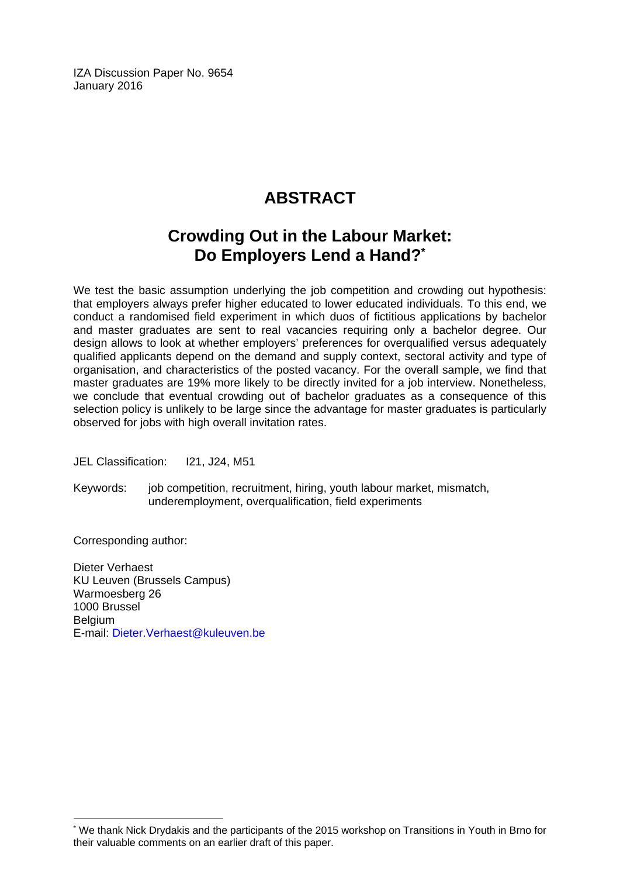IZA Discussion Paper No. 9654
January 2016

# ABSTRACT

## Crowding Out in the Labour Market: Do Employers Lend a Hand?*

We test the basic assumption underlying the job competition and crowding out hypothesis: that employers always prefer higher educated to lower educated individuals. To this end, we conduct a randomised field experiment in which duos of fictitious applications by bachelor and master graduates are sent to real vacancies requiring only a bachelor degree. Our design allows to look at whether employers' preferences for overqualified versus adequately qualified applicants depend on the demand and supply context, sectoral activity and type of organisation, and characteristics of the posted vacancy. For the overall sample, we find that master graduates are 19% more likely to be directly invited for a job interview. Nonetheless, we conclude that eventual crowding out of bachelor graduates as a consequence of this selection policy is unlikely to be large since the advantage for master graduates is particularly observed for jobs with high overall invitation rates.

JEL Classification: I21, J24, M51

Keywords: job competition, recruitment, hiring, youth labour market, mismatch, underemployment, overqualification, field experiments

Corresponding author:

Dieter Verhaest
KU Leuven (Brussels Campus)
Warmoesberg 26
1000 Brussel
Belgium
E-mail: Dieter.Verhaest@kuleuven.be

* We thank Nick Drydakis and the participants of the 2015 workshop on Transitions in Youth in Brno for their valuable comments on an earlier draft of this paper.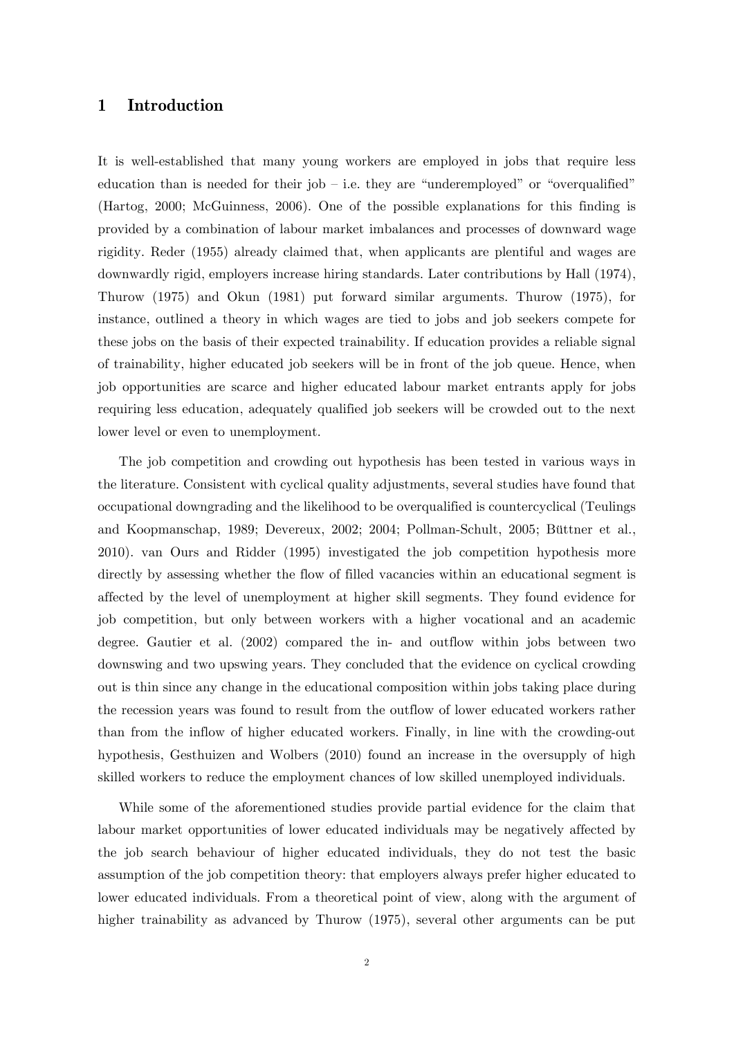# 1 Introduction

It is well-established that many young workers are employed in jobs that require less education than is needed for their job – i.e. they are "underemployed" or "overqualified" (Hartog, 2000; McGuinness, 2006). One of the possible explanations for this finding is provided by a combination of labour market imbalances and processes of downward wage rigidity. Reder (1955) already claimed that, when applicants are plentiful and wages are downwardly rigid, employers increase hiring standards. Later contributions by Hall (1974), Thurow (1975) and Okun (1981) put forward similar arguments. Thurow (1975), for instance, outlined a theory in which wages are tied to jobs and job seekers compete for these jobs on the basis of their expected trainability. If education provides a reliable signal of trainability, higher educated job seekers will be in front of the job queue. Hence, when job opportunities are scarce and higher educated labour market entrants apply for jobs requiring less education, adequately qualified job seekers will be crowded out to the next lower level or even to unemployment.

The job competition and crowding out hypothesis has been tested in various ways in the literature. Consistent with cyclical quality adjustments, several studies have found that occupational downgrading and the likelihood to be overqualified is countercyclical (Teulings and Koopmanschap, 1989; Devereux, 2002; 2004; Pollman-Schult, 2005; Büttner et al., 2010). van Ours and Ridder (1995) investigated the job competition hypothesis more directly by assessing whether the flow of filled vacancies within an educational segment is affected by the level of unemployment at higher skill segments. They found evidence for job competition, but only between workers with a higher vocational and an academic degree. Gautier et al. (2002) compared the in- and outflow within jobs between two downswing and two upswing years. They concluded that the evidence on cyclical crowding out is thin since any change in the educational composition within jobs taking place during the recession years was found to result from the outflow of lower educated workers rather than from the inflow of higher educated workers. Finally, in line with the crowding-out hypothesis, Gesthuizen and Wolbers (2010) found an increase in the oversupply of high skilled workers to reduce the employment chances of low skilled unemployed individuals.

While some of the aforementioned studies provide partial evidence for the claim that labour market opportunities of lower educated individuals may be negatively affected by the job search behaviour of higher educated individuals, they do not test the basic assumption of the job competition theory: that employers always prefer higher educated to lower educated individuals. From a theoretical point of view, along with the argument of higher trainability as advanced by Thurow (1975), several other arguments can be put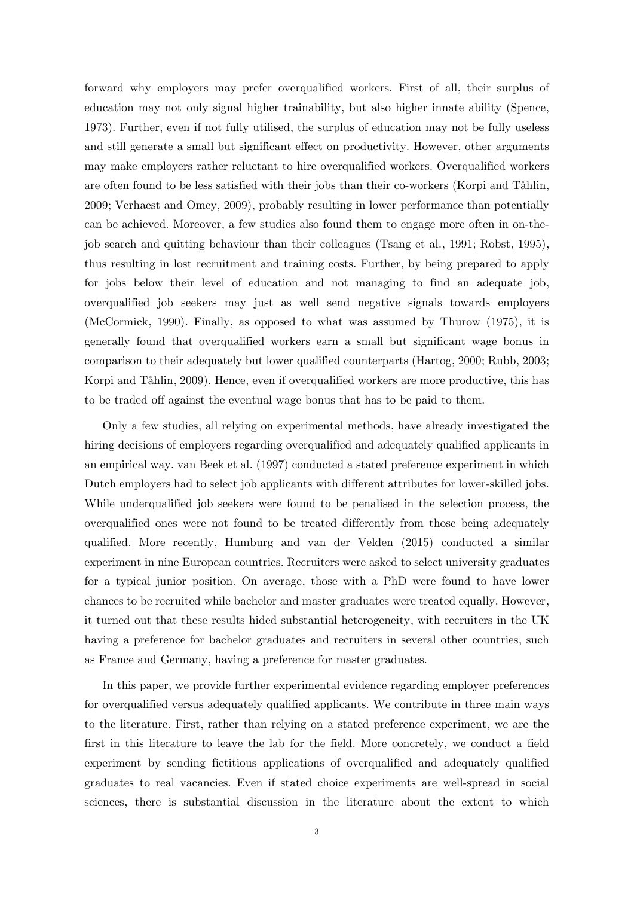forward why employers may prefer overqualified workers. First of all, their surplus of education may not only signal higher trainability, but also higher innate ability (Spence, 1973). Further, even if not fully utilised, the surplus of education may not be fully useless and still generate a small but significant effect on productivity. However, other arguments may make employers rather reluctant to hire overqualified workers. Overqualified workers are often found to be less satisfied with their jobs than their co-workers (Korpi and Tåhlin, 2009; Verhaest and Omey, 2009), probably resulting in lower performance than potentially can be achieved. Moreover, a few studies also found them to engage more often in on-the-job search and quitting behaviour than their colleagues (Tsang et al., 1991; Robst, 1995), thus resulting in lost recruitment and training costs. Further, by being prepared to apply for jobs below their level of education and not managing to find an adequate job, overqualified job seekers may just as well send negative signals towards employers (McCormick, 1990). Finally, as opposed to what was assumed by Thurow (1975), it is generally found that overqualified workers earn a small but significant wage bonus in comparison to their adequately but lower qualified counterparts (Hartog, 2000; Rubb, 2003; Korpi and Tåhlin, 2009). Hence, even if overqualified workers are more productive, this has to be traded off against the eventual wage bonus that has to be paid to them.

Only a few studies, all relying on experimental methods, have already investigated the hiring decisions of employers regarding overqualified and adequately qualified applicants in an empirical way. van Beek et al. (1997) conducted a stated preference experiment in which Dutch employers had to select job applicants with different attributes for lower-skilled jobs. While underqualified job seekers were found to be penalised in the selection process, the overqualified ones were not found to be treated differently from those being adequately qualified. More recently, Humburg and van der Velden (2015) conducted a similar experiment in nine European countries. Recruiters were asked to select university graduates for a typical junior position. On average, those with a PhD were found to have lower chances to be recruited while bachelor and master graduates were treated equally. However, it turned out that these results hided substantial heterogeneity, with recruiters in the UK having a preference for bachelor graduates and recruiters in several other countries, such as France and Germany, having a preference for master graduates.

In this paper, we provide further experimental evidence regarding employer preferences for overqualified versus adequately qualified applicants. We contribute in three main ways to the literature. First, rather than relying on a stated preference experiment, we are the first in this literature to leave the lab for the field. More concretely, we conduct a field experiment by sending fictitious applications of overqualified and adequately qualified graduates to real vacancies. Even if stated choice experiments are well-spread in social sciences, there is substantial discussion in the literature about the extent to which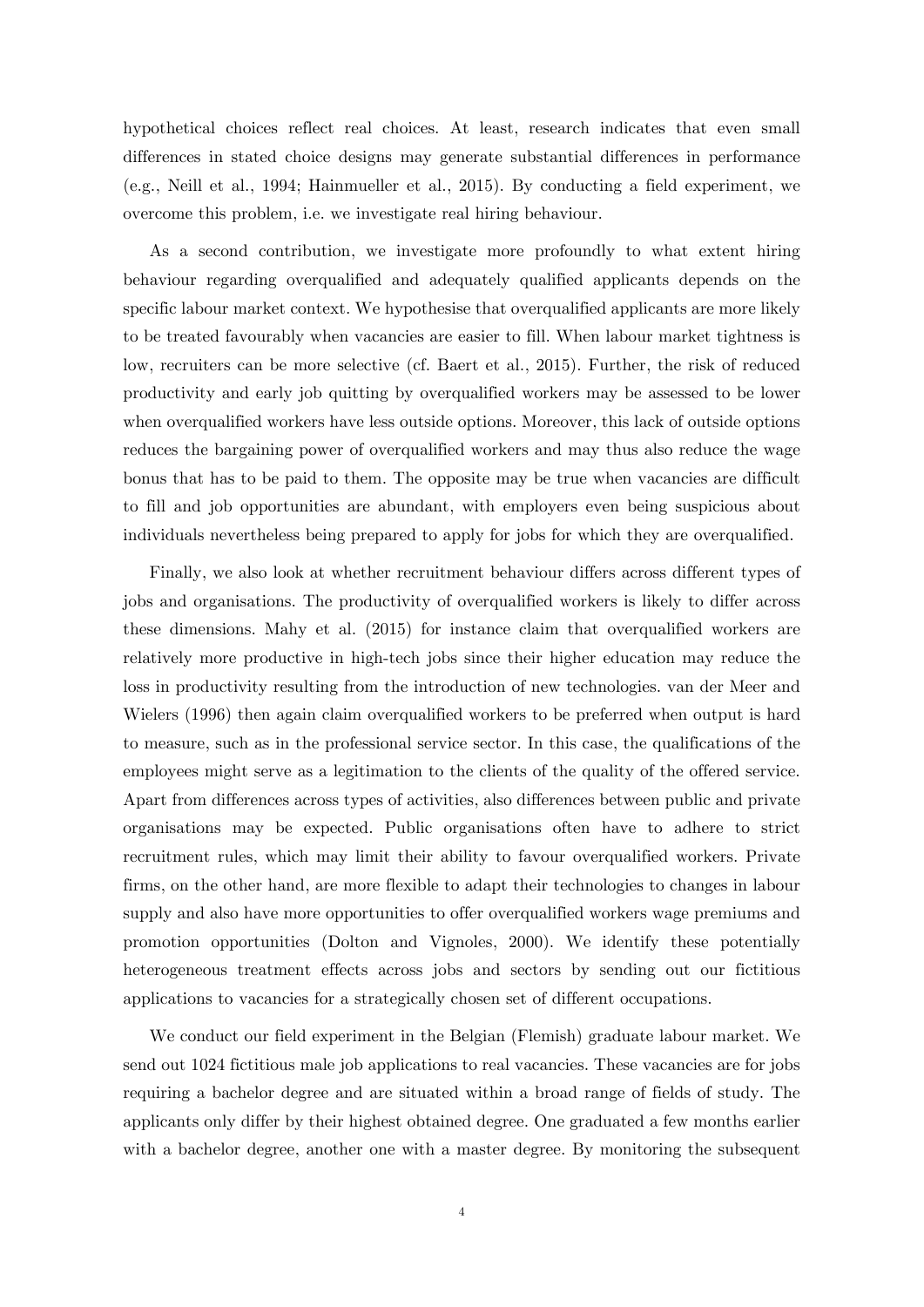hypothetical choices reflect real choices. At least, research indicates that even small differences in stated choice designs may generate substantial differences in performance (e.g., Neill et al., 1994; Hainmueller et al., 2015). By conducting a field experiment, we overcome this problem, i.e. we investigate real hiring behaviour.

As a second contribution, we investigate more profoundly to what extent hiring behaviour regarding overqualified and adequately qualified applicants depends on the specific labour market context. We hypothesise that overqualified applicants are more likely to be treated favourably when vacancies are easier to fill. When labour market tightness is low, recruiters can be more selective (cf. Baert et al., 2015). Further, the risk of reduced productivity and early job quitting by overqualified workers may be assessed to be lower when overqualified workers have less outside options. Moreover, this lack of outside options reduces the bargaining power of overqualified workers and may thus also reduce the wage bonus that has to be paid to them. The opposite may be true when vacancies are difficult to fill and job opportunities are abundant, with employers even being suspicious about individuals nevertheless being prepared to apply for jobs for which they are overqualified.

Finally, we also look at whether recruitment behaviour differs across different types of jobs and organisations. The productivity of overqualified workers is likely to differ across these dimensions. Mahy et al. (2015) for instance claim that overqualified workers are relatively more productive in high-tech jobs since their higher education may reduce the loss in productivity resulting from the introduction of new technologies. van der Meer and Wielers (1996) then again claim overqualified workers to be preferred when output is hard to measure, such as in the professional service sector. In this case, the qualifications of the employees might serve as a legitimation to the clients of the quality of the offered service. Apart from differences across types of activities, also differences between public and private organisations may be expected. Public organisations often have to adhere to strict recruitment rules, which may limit their ability to favour overqualified workers. Private firms, on the other hand, are more flexible to adapt their technologies to changes in labour supply and also have more opportunities to offer overqualified workers wage premiums and promotion opportunities (Dolton and Vignoles, 2000). We identify these potentially heterogeneous treatment effects across jobs and sectors by sending out our fictitious applications to vacancies for a strategically chosen set of different occupations.

We conduct our field experiment in the Belgian (Flemish) graduate labour market. We send out 1024 fictitious male job applications to real vacancies. These vacancies are for jobs requiring a bachelor degree and are situated within a broad range of fields of study. The applicants only differ by their highest obtained degree. One graduated a few months earlier with a bachelor degree, another one with a master degree. By monitoring the subsequent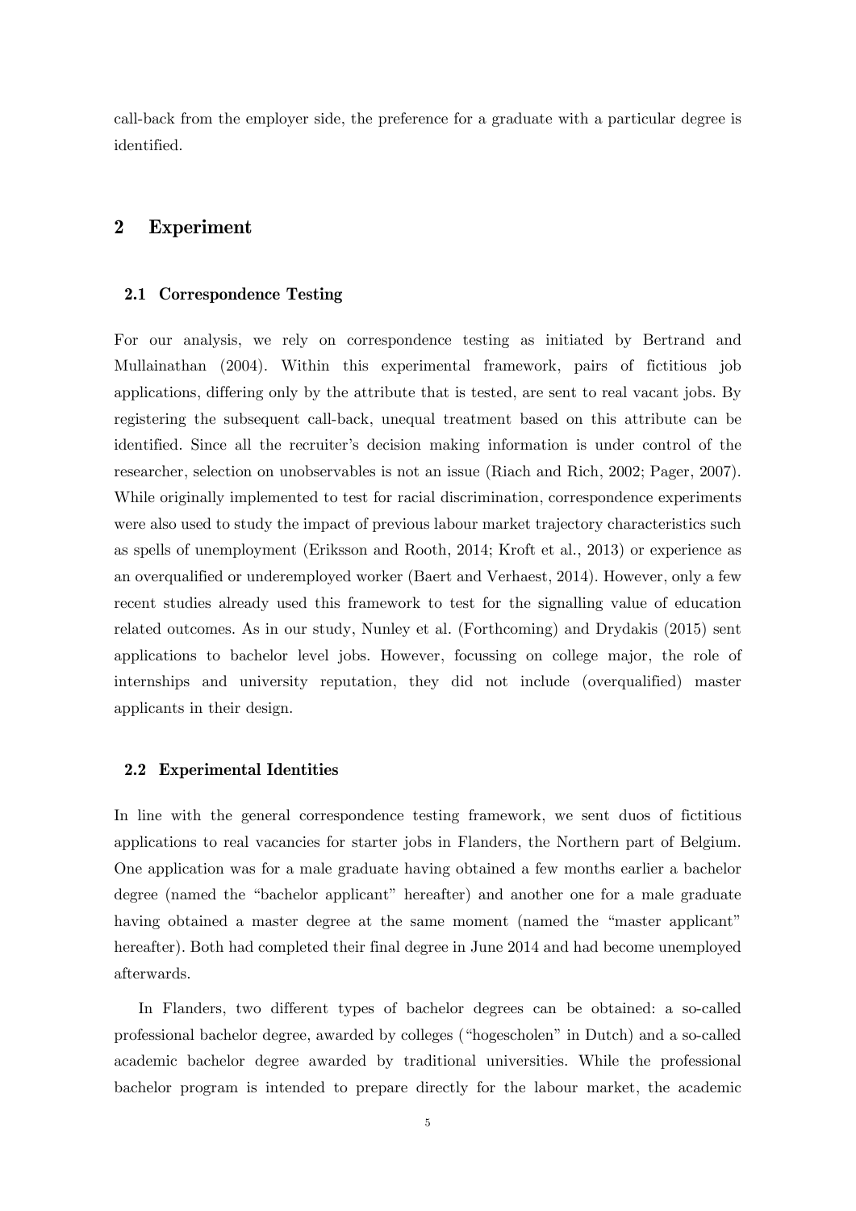call-back from the employer side, the preference for a graduate with a particular degree is identified.

## 2 Experiment

### 2.1 Correspondence Testing

For our analysis, we rely on correspondence testing as initiated by Bertrand and Mullainathan (2004). Within this experimental framework, pairs of fictitious job applications, differing only by the attribute that is tested, are sent to real vacant jobs. By registering the subsequent call-back, unequal treatment based on this attribute can be identified. Since all the recruiter's decision making information is under control of the researcher, selection on unobservables is not an issue (Riach and Rich, 2002; Pager, 2007). While originally implemented to test for racial discrimination, correspondence experiments were also used to study the impact of previous labour market trajectory characteristics such as spells of unemployment (Eriksson and Rooth, 2014; Kroft et al., 2013) or experience as an overqualified or underemployed worker (Baert and Verhaest, 2014). However, only a few recent studies already used this framework to test for the signalling value of education related outcomes. As in our study, Nunley et al. (Forthcoming) and Drydakis (2015) sent applications to bachelor level jobs. However, focussing on college major, the role of internships and university reputation, they did not include (overqualified) master applicants in their design.

### 2.2 Experimental Identities

In line with the general correspondence testing framework, we sent duos of fictitious applications to real vacancies for starter jobs in Flanders, the Northern part of Belgium. One application was for a male graduate having obtained a few months earlier a bachelor degree (named the "bachelor applicant" hereafter) and another one for a male graduate having obtained a master degree at the same moment (named the "master applicant" hereafter). Both had completed their final degree in June 2014 and had become unemployed afterwards.

In Flanders, two different types of bachelor degrees can be obtained: a so-called professional bachelor degree, awarded by colleges ("hogescholen" in Dutch) and a so-called academic bachelor degree awarded by traditional universities. While the professional bachelor program is intended to prepare directly for the labour market, the academic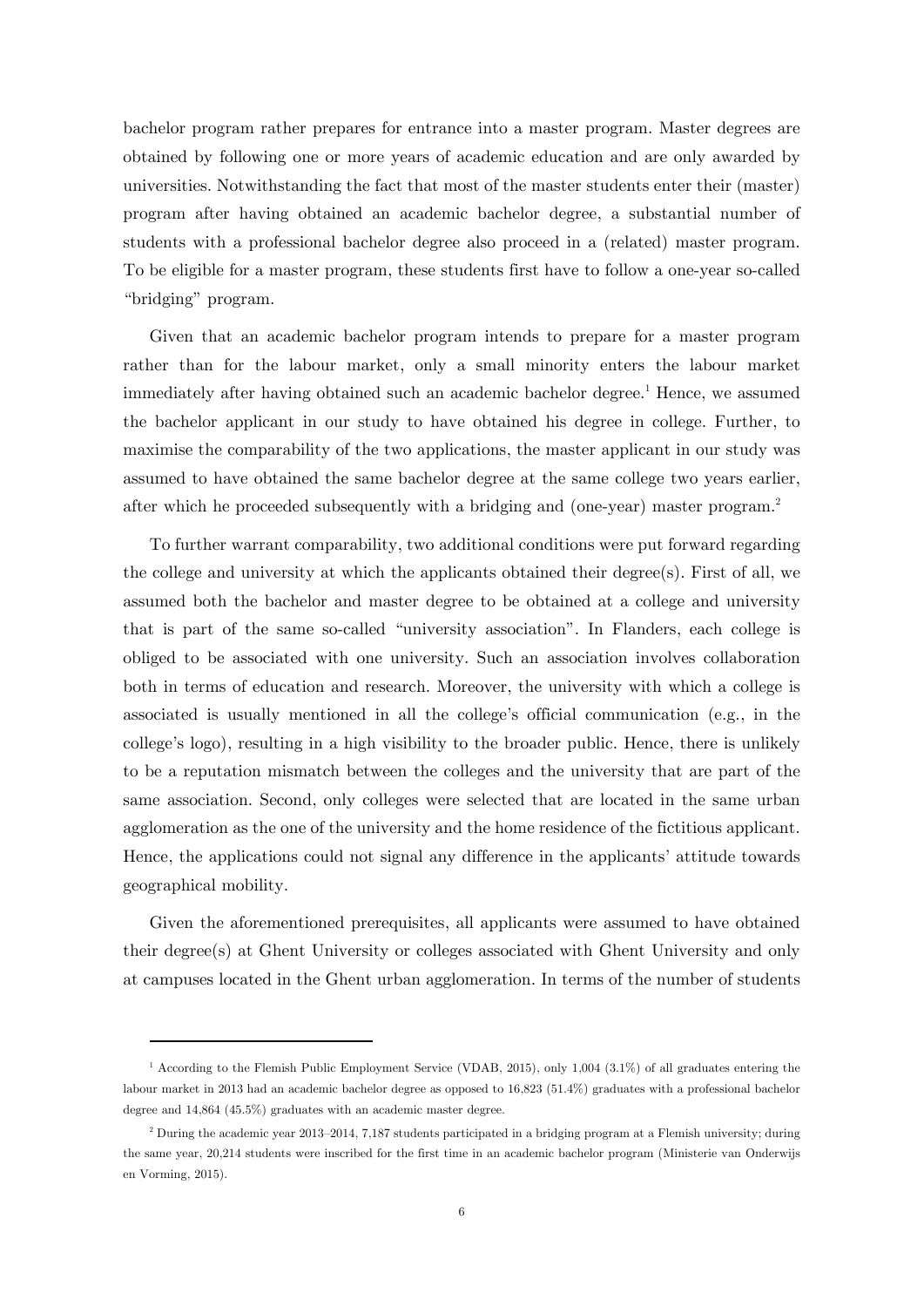bachelor program rather prepares for entrance into a master program. Master degrees are obtained by following one or more years of academic education and are only awarded by universities. Notwithstanding the fact that most of the master students enter their (master) program after having obtained an academic bachelor degree, a substantial number of students with a professional bachelor degree also proceed in a (related) master program. To be eligible for a master program, these students first have to follow a one-year so-called "bridging" program.

Given that an academic bachelor program intends to prepare for a master program rather than for the labour market, only a small minority enters the labour market immediately after having obtained such an academic bachelor degree.[1] Hence, we assumed the bachelor applicant in our study to have obtained his degree in college. Further, to maximise the comparability of the two applications, the master applicant in our study was assumed to have obtained the same bachelor degree at the same college two years earlier, after which he proceeded subsequently with a bridging and (one-year) master program.[2]

To further warrant comparability, two additional conditions were put forward regarding the college and university at which the applicants obtained their degree(s). First of all, we assumed both the bachelor and master degree to be obtained at a college and university that is part of the same so-called "university association". In Flanders, each college is obliged to be associated with one university. Such an association involves collaboration both in terms of education and research. Moreover, the university with which a college is associated is usually mentioned in all the college's official communication (e.g., in the college's logo), resulting in a high visibility to the broader public. Hence, there is unlikely to be a reputation mismatch between the colleges and the university that are part of the same association. Second, only colleges were selected that are located in the same urban agglomeration as the one of the university and the home residence of the fictitious applicant. Hence, the applications could not signal any difference in the applicants' attitude towards geographical mobility.

Given the aforementioned prerequisites, all applicants were assumed to have obtained their degree(s) at Ghent University or colleges associated with Ghent University and only at campuses located in the Ghent urban agglomeration. In terms of the number of students

---

[1] According to the Flemish Public Employment Service (VDAB, 2015), only 1,004 (3.1%) of all graduates entering the labour market in 2013 had an academic bachelor degree as opposed to 16,823 (51.4%) graduates with a professional bachelor degree and 14,864 (45.5%) graduates with an academic master degree.

[2] During the academic year 2013–2014, 7,187 students participated in a bridging program at a Flemish university; during the same year, 20,214 students were inscribed for the first time in an academic bachelor program (Ministerie van Onderwijs en Vorming, 2015).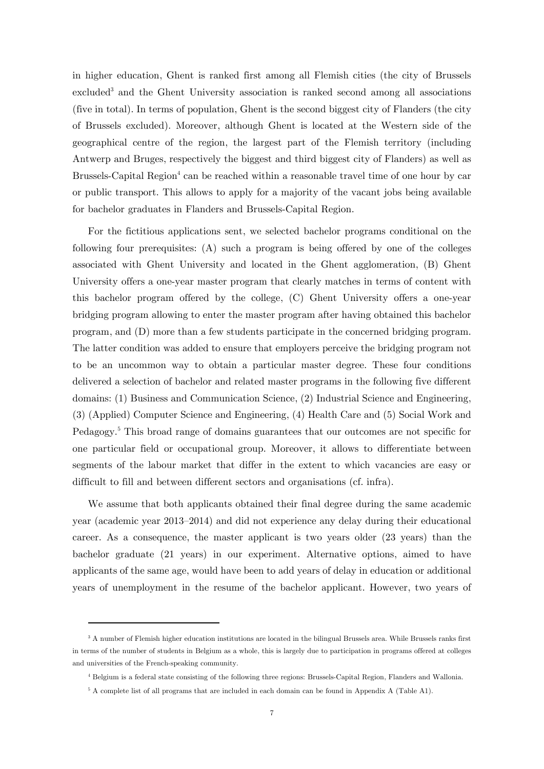in higher education, Ghent is ranked first among all Flemish cities (the city of Brussels excluded[3] and the Ghent University association is ranked second among all associations (five in total). In terms of population, Ghent is the second biggest city of Flanders (the city of Brussels excluded). Moreover, although Ghent is located at the Western side of the geographical centre of the region, the largest part of the Flemish territory (including Antwerp and Bruges, respectively the biggest and third biggest city of Flanders) as well as Brussels-Capital Region[4] can be reached within a reasonable travel time of one hour by car or public transport. This allows to apply for a majority of the vacant jobs being available for bachelor graduates in Flanders and Brussels-Capital Region.

For the fictitious applications sent, we selected bachelor programs conditional on the following four prerequisites: (A) such a program is being offered by one of the colleges associated with Ghent University and located in the Ghent agglomeration, (B) Ghent University offers a one-year master program that clearly matches in terms of content with this bachelor program offered by the college, (C) Ghent University offers a one-year bridging program allowing to enter the master program after having obtained this bachelor program, and (D) more than a few students participate in the concerned bridging program. The latter condition was added to ensure that employers perceive the bridging program not to be an uncommon way to obtain a particular master degree. These four conditions delivered a selection of bachelor and related master programs in the following five different domains: (1) Business and Communication Science, (2) Industrial Science and Engineering, (3) (Applied) Computer Science and Engineering, (4) Health Care and (5) Social Work and Pedagogy.[5] This broad range of domains guarantees that our outcomes are not specific for one particular field or occupational group. Moreover, it allows to differentiate between segments of the labour market that differ in the extent to which vacancies are easy or difficult to fill and between different sectors and organisations (cf. infra).

We assume that both applicants obtained their final degree during the same academic year (academic year 2013–2014) and did not experience any delay during their educational career. As a consequence, the master applicant is two years older (23 years) than the bachelor graduate (21 years) in our experiment. Alternative options, aimed to have applicants of the same age, would have been to add years of delay in education or additional years of unemployment in the resume of the bachelor applicant. However, two years of

---

[3] A number of Flemish higher education institutions are located in the bilingual Brussels area. While Brussels ranks first in terms of the number of students in Belgium as a whole, this is largely due to participation in programs offered at colleges and universities of the French-speaking community.

[4] Belgium is a federal state consisting of the following three regions: Brussels-Capital Region, Flanders and Wallonia.

[5] A complete list of all programs that are included in each domain can be found in Appendix A (Table A1).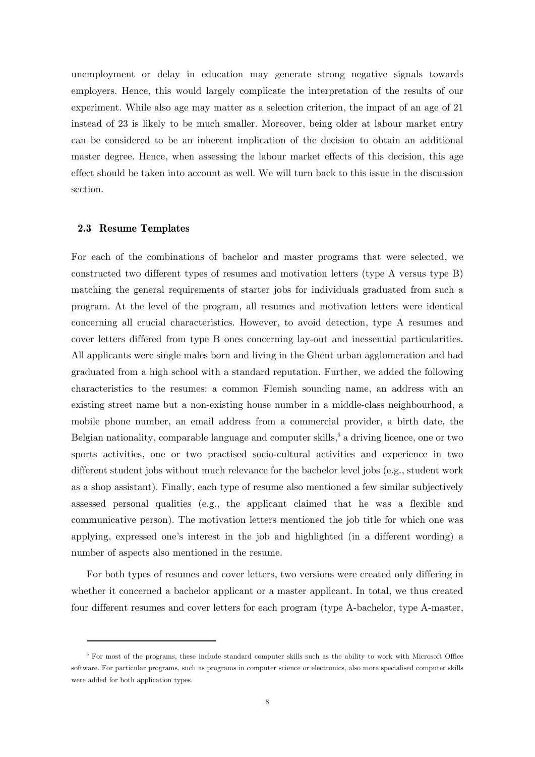unemployment or delay in education may generate strong negative signals towards employers. Hence, this would largely complicate the interpretation of the results of our experiment. While also age may matter as a selection criterion, the impact of an age of 21 instead of 23 is likely to be much smaller. Moreover, being older at labour market entry can be considered to be an inherent implication of the decision to obtain an additional master degree. Hence, when assessing the labour market effects of this decision, this age effect should be taken into account as well. We will turn back to this issue in the discussion section.

### 2.3 Resume Templates

For each of the combinations of bachelor and master programs that were selected, we constructed two different types of resumes and motivation letters (type A versus type B) matching the general requirements of starter jobs for individuals graduated from such a program. At the level of the program, all resumes and motivation letters were identical concerning all crucial characteristics. However, to avoid detection, type A resumes and cover letters differed from type B ones concerning lay-out and inessential particularities. All applicants were single males born and living in the Ghent urban agglomeration and had graduated from a high school with a standard reputation. Further, we added the following characteristics to the resumes: a common Flemish sounding name, an address with an existing street name but a non-existing house number in a middle-class neighbourhood, a mobile phone number, an email address from a commercial provider, a birth date, the Belgian nationality, comparable language and computer skills,[6] a driving licence, one or two sports activities, one or two practised socio-cultural activities and experience in two different student jobs without much relevance for the bachelor level jobs (e.g., student work as a shop assistant). Finally, each type of resume also mentioned a few similar subjectively assessed personal qualities (e.g., the applicant claimed that he was a flexible and communicative person). The motivation letters mentioned the job title for which one was applying, expressed one's interest in the job and highlighted (in a different wording) a number of aspects also mentioned in the resume.

For both types of resumes and cover letters, two versions were created only differing in whether it concerned a bachelor applicant or a master applicant. In total, we thus created four different resumes and cover letters for each program (type A-bachelor, type A-master,

---

[6] For most of the programs, these include standard computer skills such as the ability to work with Microsoft Office software. For particular programs, such as programs in computer science or electronics, also more specialised computer skills were added for both application types.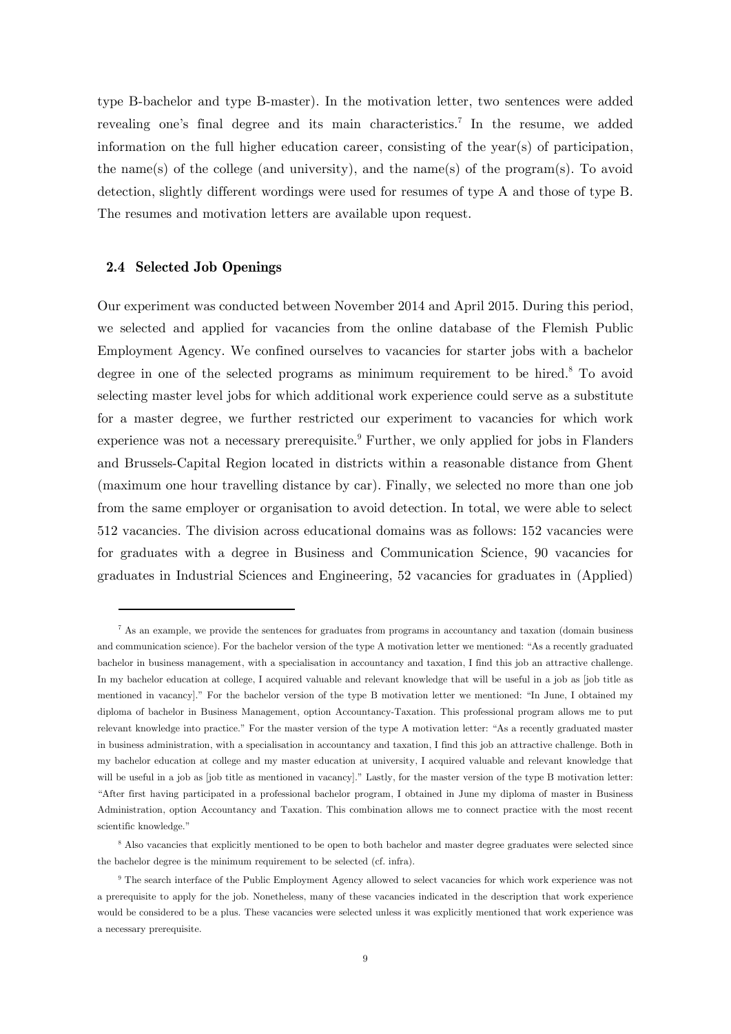type B-bachelor and type B-master). In the motivation letter, two sentences were added revealing one's final degree and its main characteristics.[7] In the resume, we added information on the full higher education career, consisting of the year(s) of participation, the name(s) of the college (and university), and the name(s) of the program(s). To avoid detection, slightly different wordings were used for resumes of type A and those of type B. The resumes and motivation letters are available upon request.

### 2.4 Selected Job Openings

Our experiment was conducted between November 2014 and April 2015. During this period, we selected and applied for vacancies from the online database of the Flemish Public Employment Agency. We confined ourselves to vacancies for starter jobs with a bachelor degree in one of the selected programs as minimum requirement to be hired.[8] To avoid selecting master level jobs for which additional work experience could serve as a substitute for a master degree, we further restricted our experiment to vacancies for which work experience was not a necessary prerequisite.[9] Further, we only applied for jobs in Flanders and Brussels-Capital Region located in districts within a reasonable distance from Ghent (maximum one hour travelling distance by car). Finally, we selected no more than one job from the same employer or organisation to avoid detection. In total, we were able to select 512 vacancies. The division across educational domains was as follows: 152 vacancies were for graduates with a degree in Business and Communication Science, 90 vacancies for graduates in Industrial Sciences and Engineering, 52 vacancies for graduates in (Applied)

---

[7] As an example, we provide the sentences for graduates from programs in accountancy and taxation (domain business and communication science). For the bachelor version of the type A motivation letter we mentioned: "As a recently graduated bachelor in business management, with a specialisation in accountancy and taxation, I find this job an attractive challenge. In my bachelor education at college, I acquired valuable and relevant knowledge that will be useful in a job as [job title as mentioned in vacancy]." For the bachelor version of the type B motivation letter we mentioned: "In June, I obtained my diploma of bachelor in Business Management, option Accountancy-Taxation. This professional program allows me to put relevant knowledge into practice." For the master version of the type A motivation letter: "As a recently graduated master in business administration, with a specialisation in accountancy and taxation, I find this job an attractive challenge. Both in my bachelor education at college and my master education at university, I acquired valuable and relevant knowledge that will be useful in a job as [job title as mentioned in vacancy]." Lastly, for the master version of the type B motivation letter: "After first having participated in a professional bachelor program, I obtained in June my diploma of master in Business Administration, option Accountancy and Taxation. This combination allows me to connect practice with the most recent scientific knowledge."

[8] Also vacancies that explicitly mentioned to be open to both bachelor and master degree graduates were selected since the bachelor degree is the minimum requirement to be selected (cf. infra).

[9] The search interface of the Public Employment Agency allowed to select vacancies for which work experience was not a prerequisite to apply for the job. Nonetheless, many of these vacancies indicated in the description that work experience would be considered to be a plus. These vacancies were selected unless it was explicitly mentioned that work experience was a necessary prerequisite.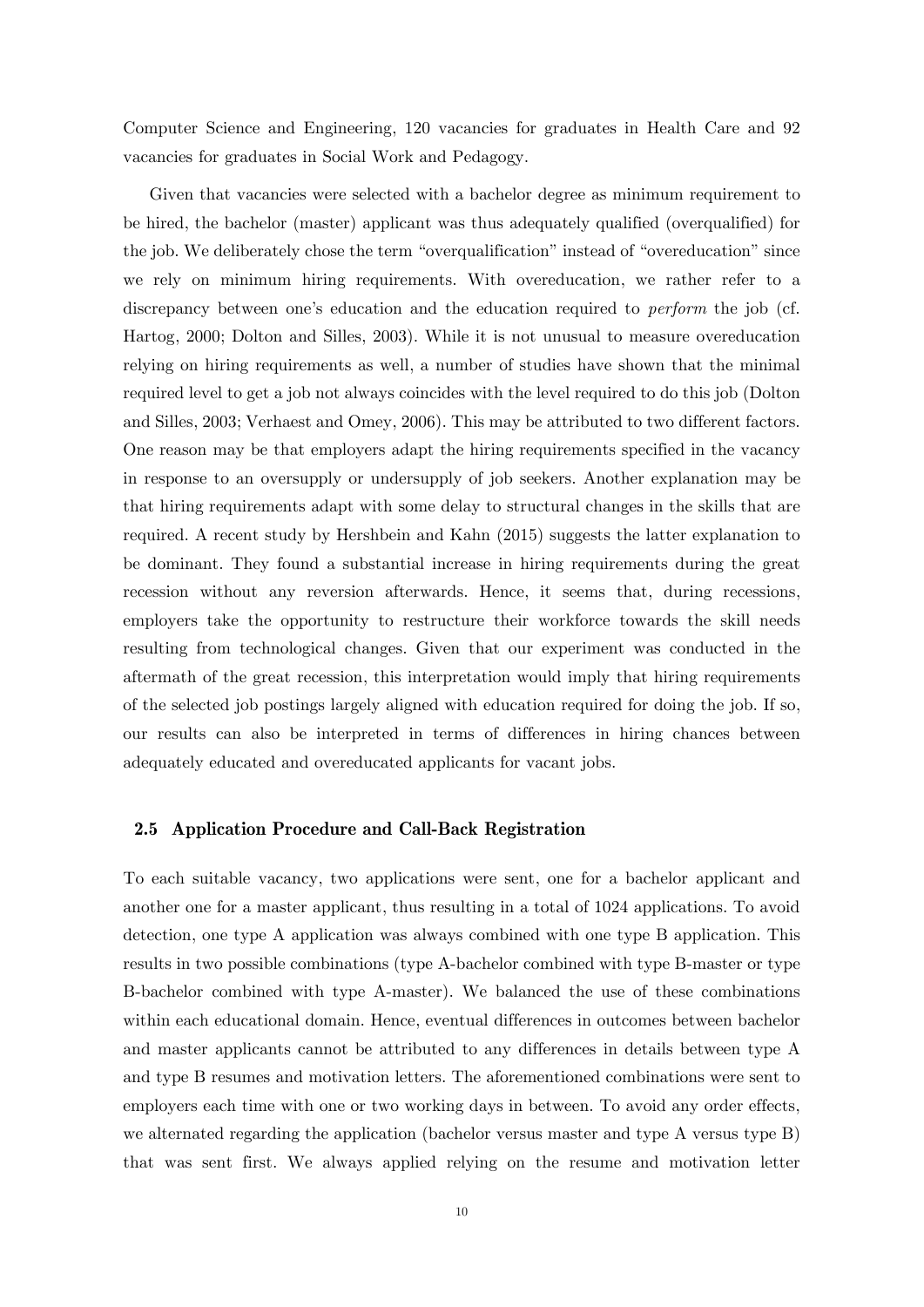Computer Science and Engineering, 120 vacancies for graduates in Health Care and 92 vacancies for graduates in Social Work and Pedagogy.

Given that vacancies were selected with a bachelor degree as minimum requirement to be hired, the bachelor (master) applicant was thus adequately qualified (overqualified) for the job. We deliberately chose the term "overqualification" instead of "overeducation" since we rely on minimum hiring requirements. With overeducation, we rather refer to a discrepancy between one's education and the education required to *perform* the job (cf. Hartog, 2000; Dolton and Silles, 2003). While it is not unusual to measure overeducation relying on hiring requirements as well, a number of studies have shown that the minimal required level to get a job not always coincides with the level required to do this job (Dolton and Silles, 2003; Verhaest and Omey, 2006). This may be attributed to two different factors. One reason may be that employers adapt the hiring requirements specified in the vacancy in response to an oversupply or undersupply of job seekers. Another explanation may be that hiring requirements adapt with some delay to structural changes in the skills that are required. A recent study by Hershbein and Kahn (2015) suggests the latter explanation to be dominant. They found a substantial increase in hiring requirements during the great recession without any reversion afterwards. Hence, it seems that, during recessions, employers take the opportunity to restructure their workforce towards the skill needs resulting from technological changes. Given that our experiment was conducted in the aftermath of the great recession, this interpretation would imply that hiring requirements of the selected job postings largely aligned with education required for doing the job. If so, our results can also be interpreted in terms of differences in hiring chances between adequately educated and overeducated applicants for vacant jobs.

### 2.5 Application Procedure and Call-Back Registration

To each suitable vacancy, two applications were sent, one for a bachelor applicant and another one for a master applicant, thus resulting in a total of 1024 applications. To avoid detection, one type A application was always combined with one type B application. This results in two possible combinations (type A-bachelor combined with type B-master or type B-bachelor combined with type A-master). We balanced the use of these combinations within each educational domain. Hence, eventual differences in outcomes between bachelor and master applicants cannot be attributed to any differences in details between type A and type B resumes and motivation letters. The aforementioned combinations were sent to employers each time with one or two working days in between. To avoid any order effects, we alternated regarding the application (bachelor versus master and type A versus type B) that was sent first. We always applied relying on the resume and motivation letter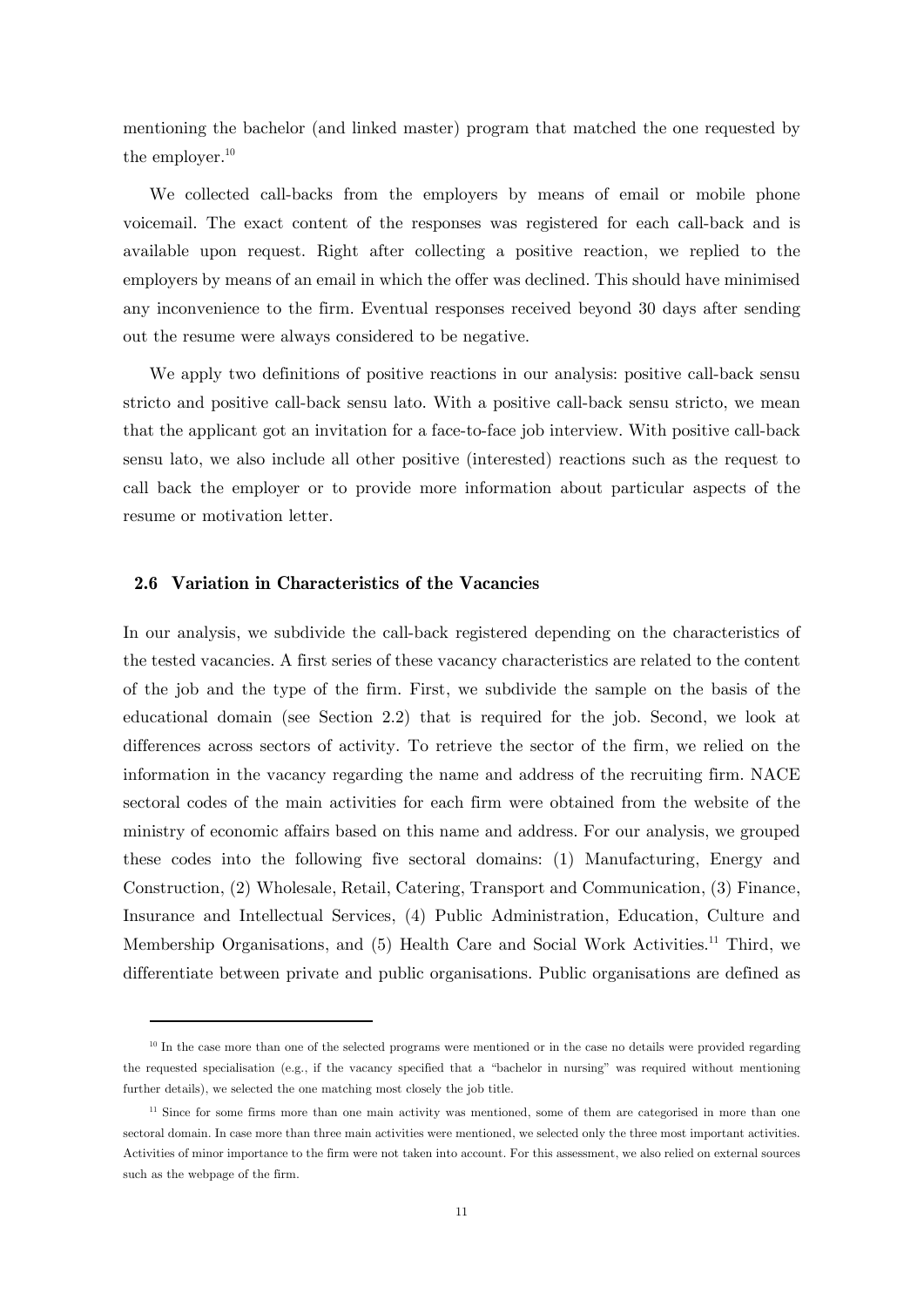mentioning the bachelor (and linked master) program that matched the one requested by the employer.[10]

We collected call-backs from the employers by means of email or mobile phone voicemail. The exact content of the responses was registered for each call-back and is available upon request. Right after collecting a positive reaction, we replied to the employers by means of an email in which the offer was declined. This should have minimised any inconvenience to the firm. Eventual responses received beyond 30 days after sending out the resume were always considered to be negative.

We apply two definitions of positive reactions in our analysis: positive call-back sensu stricto and positive call-back sensu lato. With a positive call-back sensu stricto, we mean that the applicant got an invitation for a face-to-face job interview. With positive call-back sensu lato, we also include all other positive (interested) reactions such as the request to call back the employer or to provide more information about particular aspects of the resume or motivation letter.

### 2.6 Variation in Characteristics of the Vacancies

In our analysis, we subdivide the call-back registered depending on the characteristics of the tested vacancies. A first series of these vacancy characteristics are related to the content of the job and the type of the firm. First, we subdivide the sample on the basis of the educational domain (see Section 2.2) that is required for the job. Second, we look at differences across sectors of activity. To retrieve the sector of the firm, we relied on the information in the vacancy regarding the name and address of the recruiting firm. NACE sectoral codes of the main activities for each firm were obtained from the website of the ministry of economic affairs based on this name and address. For our analysis, we grouped these codes into the following five sectoral domains: (1) Manufacturing, Energy and Construction, (2) Wholesale, Retail, Catering, Transport and Communication, (3) Finance, Insurance and Intellectual Services, (4) Public Administration, Education, Culture and Membership Organisations, and (5) Health Care and Social Work Activities.[11] Third, we differentiate between private and public organisations. Public organisations are defined as

[10] In the case more than one of the selected programs were mentioned or in the case no details were provided regarding the requested specialisation (e.g., if the vacancy specified that a "bachelor in nursing" was required without mentioning further details), we selected the one matching most closely the job title.

[11] Since for some firms more than one main activity was mentioned, some of them are categorised in more than one sectoral domain. In case more than three main activities were mentioned, we selected only the three most important activities. Activities of minor importance to the firm were not taken into account. For this assessment, we also relied on external sources such as the webpage of the firm.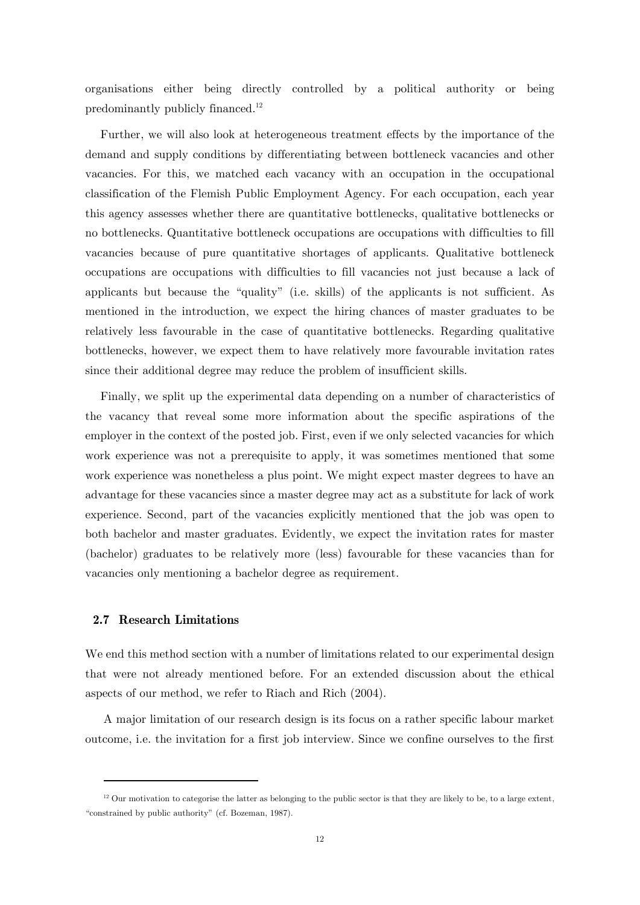organisations either being directly controlled by a political authority or being predominantly publicly financed.[12]

Further, we will also look at heterogeneous treatment effects by the importance of the demand and supply conditions by differentiating between bottleneck vacancies and other vacancies. For this, we matched each vacancy with an occupation in the occupational classification of the Flemish Public Employment Agency. For each occupation, each year this agency assesses whether there are quantitative bottlenecks, qualitative bottlenecks or no bottlenecks. Quantitative bottleneck occupations are occupations with difficulties to fill vacancies because of pure quantitative shortages of applicants. Qualitative bottleneck occupations are occupations with difficulties to fill vacancies not just because a lack of applicants but because the "quality" (i.e. skills) of the applicants is not sufficient. As mentioned in the introduction, we expect the hiring chances of master graduates to be relatively less favourable in the case of quantitative bottlenecks. Regarding qualitative bottlenecks, however, we expect them to have relatively more favourable invitation rates since their additional degree may reduce the problem of insufficient skills.

Finally, we split up the experimental data depending on a number of characteristics of the vacancy that reveal some more information about the specific aspirations of the employer in the context of the posted job. First, even if we only selected vacancies for which work experience was not a prerequisite to apply, it was sometimes mentioned that some work experience was nonetheless a plus point. We might expect master degrees to have an advantage for these vacancies since a master degree may act as a substitute for lack of work experience. Second, part of the vacancies explicitly mentioned that the job was open to both bachelor and master graduates. Evidently, we expect the invitation rates for master (bachelor) graduates to be relatively more (less) favourable for these vacancies than for vacancies only mentioning a bachelor degree as requirement.

### 2.7 Research Limitations

We end this method section with a number of limitations related to our experimental design that were not already mentioned before. For an extended discussion about the ethical aspects of our method, we refer to Riach and Rich (2004).

A major limitation of our research design is its focus on a rather specific labour market outcome, i.e. the invitation for a first job interview. Since we confine ourselves to the first

[12] Our motivation to categorise the latter as belonging to the public sector is that they are likely to be, to a large extent, "constrained by public authority" (cf. Bozeman, 1987).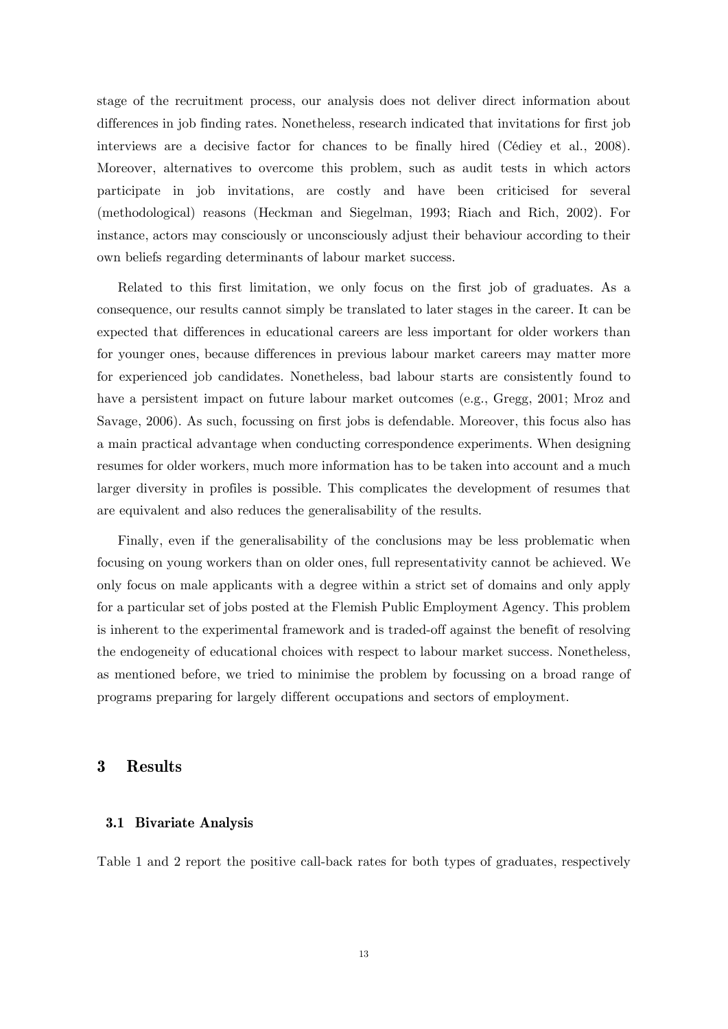stage of the recruitment process, our analysis does not deliver direct information about differences in job finding rates. Nonetheless, research indicated that invitations for first job interviews are a decisive factor for chances to be finally hired (Cédiey et al., 2008). Moreover, alternatives to overcome this problem, such as audit tests in which actors participate in job invitations, are costly and have been criticised for several (methodological) reasons (Heckman and Siegelman, 1993; Riach and Rich, 2002). For instance, actors may consciously or unconsciously adjust their behaviour according to their own beliefs regarding determinants of labour market success.

Related to this first limitation, we only focus on the first job of graduates. As a consequence, our results cannot simply be translated to later stages in the career. It can be expected that differences in educational careers are less important for older workers than for younger ones, because differences in previous labour market careers may matter more for experienced job candidates. Nonetheless, bad labour starts are consistently found to have a persistent impact on future labour market outcomes (e.g., Gregg, 2001; Mroz and Savage, 2006). As such, focussing on first jobs is defendable. Moreover, this focus also has a main practical advantage when conducting correspondence experiments. When designing resumes for older workers, much more information has to be taken into account and a much larger diversity in profiles is possible. This complicates the development of resumes that are equivalent and also reduces the generalisability of the results.

Finally, even if the generalisability of the conclusions may be less problematic when focusing on young workers than on older ones, full representativity cannot be achieved. We only focus on male applicants with a degree within a strict set of domains and only apply for a particular set of jobs posted at the Flemish Public Employment Agency. This problem is inherent to the experimental framework and is traded-off against the benefit of resolving the endogeneity of educational choices with respect to labour market success. Nonetheless, as mentioned before, we tried to minimise the problem by focussing on a broad range of programs preparing for largely different occupations and sectors of employment.

# 3 Results

## 3.1 Bivariate Analysis

Table 1 and 2 report the positive call-back rates for both types of graduates, respectively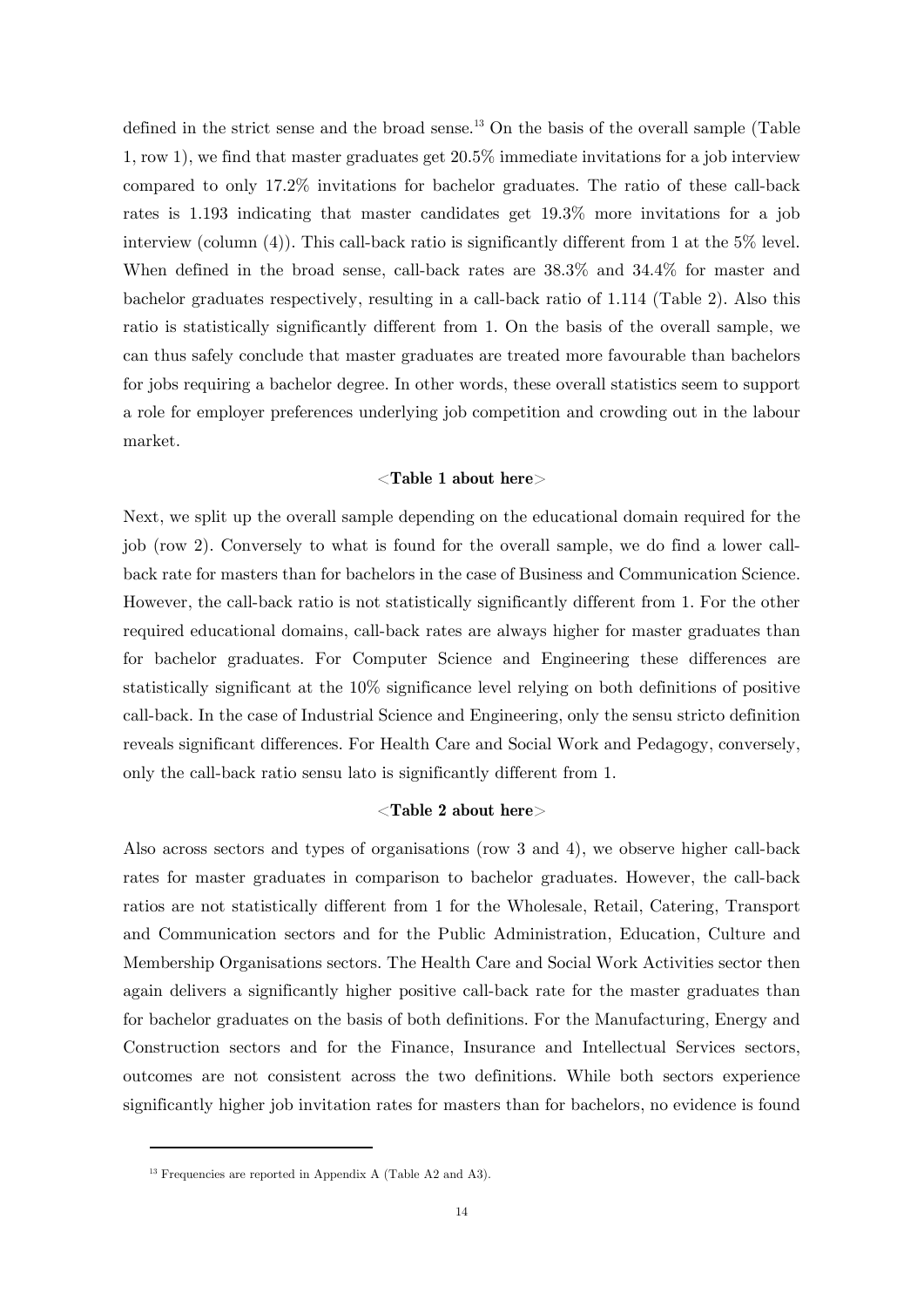defined in the strict sense and the broad sense.[13] On the basis of the overall sample (Table 1, row 1), we find that master graduates get 20.5% immediate invitations for a job interview compared to only 17.2% invitations for bachelor graduates. The ratio of these call-back rates is 1.193 indicating that master candidates get 19.3% more invitations for a job interview (column (4)). This call-back ratio is significantly different from 1 at the 5% level. When defined in the broad sense, call-back rates are 38.3% and 34.4% for master and bachelor graduates respectively, resulting in a call-back ratio of 1.114 (Table 2). Also this ratio is statistically significantly different from 1. On the basis of the overall sample, we can thus safely conclude that master graduates are treated more favourable than bachelors for jobs requiring a bachelor degree. In other words, these overall statistics seem to support a role for employer preferences underlying job competition and crowding out in the labour market.

<**Table 1 about here**>

Next, we split up the overall sample depending on the educational domain required for the job (row 2). Conversely to what is found for the overall sample, we do find a lower call-back rate for masters than for bachelors in the case of Business and Communication Science. However, the call-back ratio is not statistically significantly different from 1. For the other required educational domains, call-back rates are always higher for master graduates than for bachelor graduates. For Computer Science and Engineering these differences are statistically significant at the 10% significance level relying on both definitions of positive call-back. In the case of Industrial Science and Engineering, only the sensu stricto definition reveals significant differences. For Health Care and Social Work and Pedagogy, conversely, only the call-back ratio sensu lato is significantly different from 1.

<**Table 2 about here**>

Also across sectors and types of organisations (row 3 and 4), we observe higher call-back rates for master graduates in comparison to bachelor graduates. However, the call-back ratios are not statistically different from 1 for the Wholesale, Retail, Catering, Transport and Communication sectors and for the Public Administration, Education, Culture and Membership Organisations sectors. The Health Care and Social Work Activities sector then again delivers a significantly higher positive call-back rate for the master graduates than for bachelor graduates on the basis of both definitions. For the Manufacturing, Energy and Construction sectors and for the Finance, Insurance and Intellectual Services sectors, outcomes are not consistent across the two definitions. While both sectors experience significantly higher job invitation rates for masters than for bachelors, no evidence is found

[13] Frequencies are reported in Appendix A (Table A2 and A3).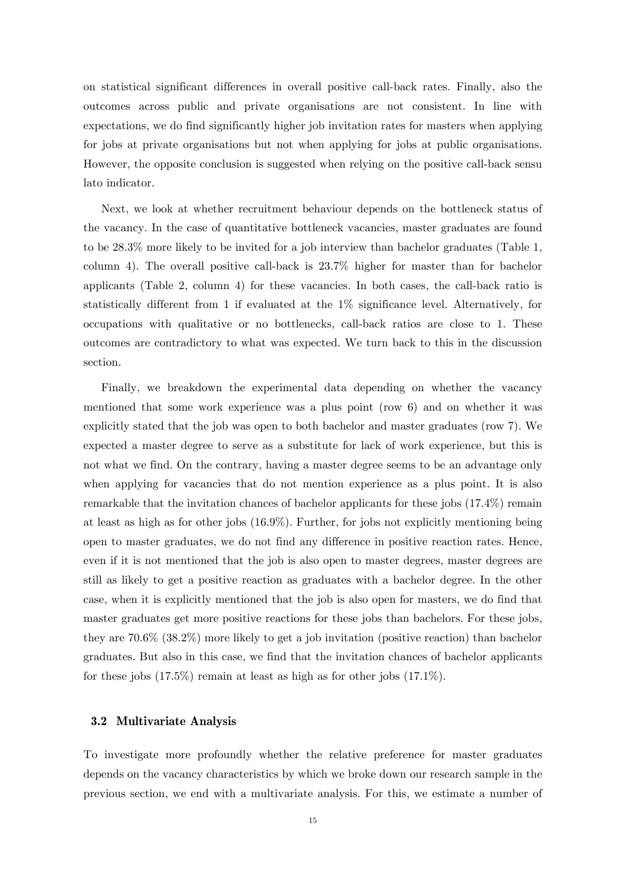on statistical significant differences in overall positive call-back rates. Finally, also the outcomes across public and private organisations are not consistent. In line with expectations, we do find significantly higher job invitation rates for masters when applying for jobs at private organisations but not when applying for jobs at public organisations. However, the opposite conclusion is suggested when relying on the positive call-back sensu lato indicator.

Next, we look at whether recruitment behaviour depends on the bottleneck status of the vacancy. In the case of quantitative bottleneck vacancies, master graduates are found to be 28.3% more likely to be invited for a job interview than bachelor graduates (Table 1, column 4). The overall positive call-back is 23.7% higher for master than for bachelor applicants (Table 2, column 4) for these vacancies. In both cases, the call-back ratio is statistically different from 1 if evaluated at the 1% significance level. Alternatively, for occupations with qualitative or no bottlenecks, call-back ratios are close to 1. These outcomes are contradictory to what was expected. We turn back to this in the discussion section.

Finally, we breakdown the experimental data depending on whether the vacancy mentioned that some work experience was a plus point (row 6) and on whether it was explicitly stated that the job was open to both bachelor and master graduates (row 7). We expected a master degree to serve as a substitute for lack of work experience, but this is not what we find. On the contrary, having a master degree seems to be an advantage only when applying for vacancies that do not mention experience as a plus point. It is also remarkable that the invitation chances of bachelor applicants for these jobs (17.4%) remain at least as high as for other jobs (16.9%). Further, for jobs not explicitly mentioning being open to master graduates, we do not find any difference in positive reaction rates. Hence, even if it is not mentioned that the job is also open to master degrees, master degrees are still as likely to get a positive reaction as graduates with a bachelor degree. In the other case, when it is explicitly mentioned that the job is also open for masters, we do find that master graduates get more positive reactions for these jobs than bachelors. For these jobs, they are 70.6% (38.2%) more likely to get a job invitation (positive reaction) than bachelor graduates. But also in this case, we find that the invitation chances of bachelor applicants for these jobs (17.5%) remain at least as high as for other jobs (17.1%).

### 3.2 Multivariate Analysis

To investigate more profoundly whether the relative preference for master graduates depends on the vacancy characteristics by which we broke down our research sample in the previous section, we end with a multivariate analysis. For this, we estimate a number of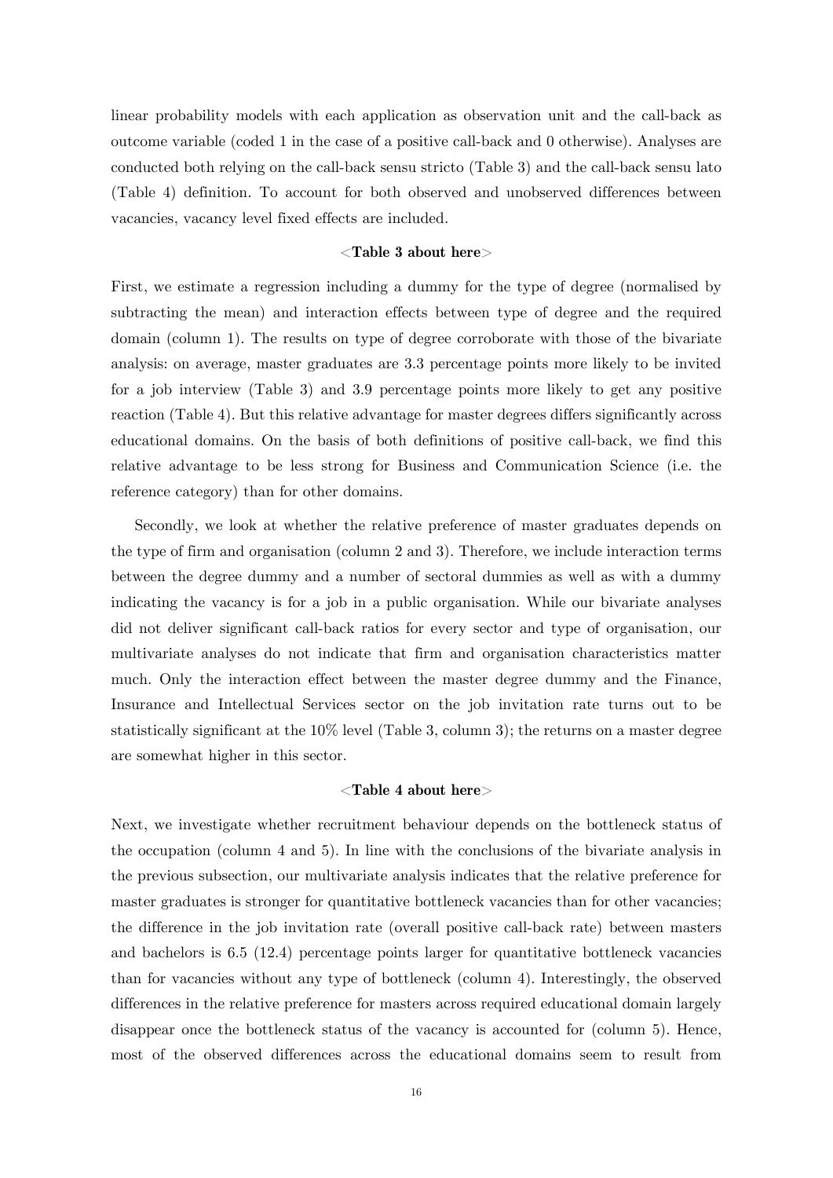linear probability models with each application as observation unit and the call-back as outcome variable (coded 1 in the case of a positive call-back and 0 otherwise). Analyses are conducted both relying on the call-back sensu stricto (Table 3) and the call-back sensu lato (Table 4) definition. To account for both observed and unobserved differences between vacancies, vacancy level fixed effects are included.

<**Table 3 about here**>

First, we estimate a regression including a dummy for the type of degree (normalised by subtracting the mean) and interaction effects between type of degree and the required domain (column 1). The results on type of degree corroborate with those of the bivariate analysis: on average, master graduates are 3.3 percentage points more likely to be invited for a job interview (Table 3) and 3.9 percentage points more likely to get any positive reaction (Table 4). But this relative advantage for master degrees differs significantly across educational domains. On the basis of both definitions of positive call-back, we find this relative advantage to be less strong for Business and Communication Science (i.e. the reference category) than for other domains.

Secondly, we look at whether the relative preference of master graduates depends on the type of firm and organisation (column 2 and 3). Therefore, we include interaction terms between the degree dummy and a number of sectoral dummies as well as with a dummy indicating the vacancy is for a job in a public organisation. While our bivariate analyses did not deliver significant call-back ratios for every sector and type of organisation, our multivariate analyses do not indicate that firm and organisation characteristics matter much. Only the interaction effect between the master degree dummy and the Finance, Insurance and Intellectual Services sector on the job invitation rate turns out to be statistically significant at the 10% level (Table 3, column 3); the returns on a master degree are somewhat higher in this sector.

<**Table 4 about here**>

Next, we investigate whether recruitment behaviour depends on the bottleneck status of the occupation (column 4 and 5). In line with the conclusions of the bivariate analysis in the previous subsection, our multivariate analysis indicates that the relative preference for master graduates is stronger for quantitative bottleneck vacancies than for other vacancies; the difference in the job invitation rate (overall positive call-back rate) between masters and bachelors is 6.5 (12.4) percentage points larger for quantitative bottleneck vacancies than for vacancies without any type of bottleneck (column 4). Interestingly, the observed differences in the relative preference for masters across required educational domain largely disappear once the bottleneck status of the vacancy is accounted for (column 5). Hence, most of the observed differences across the educational domains seem to result from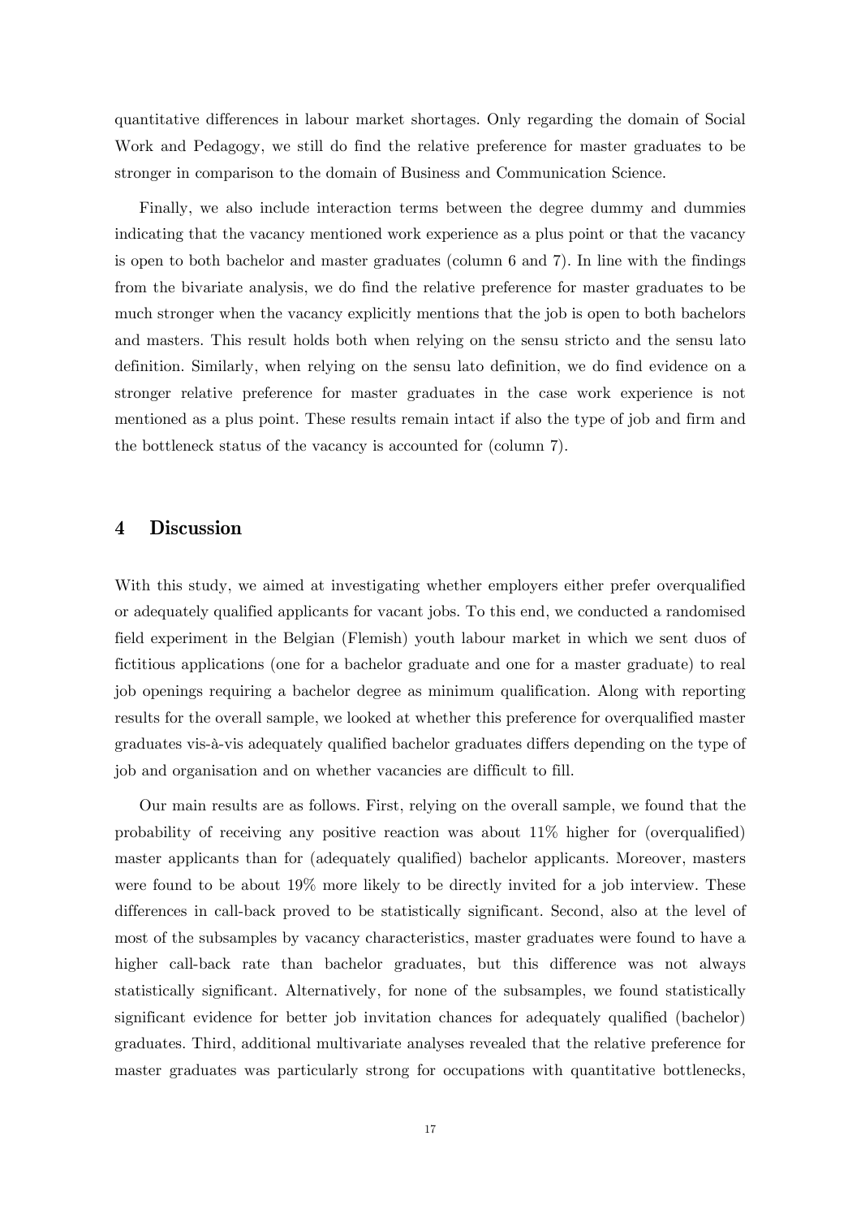quantitative differences in labour market shortages. Only regarding the domain of Social Work and Pedagogy, we still do find the relative preference for master graduates to be stronger in comparison to the domain of Business and Communication Science.

Finally, we also include interaction terms between the degree dummy and dummies indicating that the vacancy mentioned work experience as a plus point or that the vacancy is open to both bachelor and master graduates (column 6 and 7). In line with the findings from the bivariate analysis, we do find the relative preference for master graduates to be much stronger when the vacancy explicitly mentions that the job is open to both bachelors and masters. This result holds both when relying on the sensu stricto and the sensu lato definition. Similarly, when relying on the sensu lato definition, we do find evidence on a stronger relative preference for master graduates in the case work experience is not mentioned as a plus point. These results remain intact if also the type of job and firm and the bottleneck status of the vacancy is accounted for (column 7).

## 4 Discussion

With this study, we aimed at investigating whether employers either prefer overqualified or adequately qualified applicants for vacant jobs. To this end, we conducted a randomised field experiment in the Belgian (Flemish) youth labour market in which we sent duos of fictitious applications (one for a bachelor graduate and one for a master graduate) to real job openings requiring a bachelor degree as minimum qualification. Along with reporting results for the overall sample, we looked at whether this preference for overqualified master graduates vis-à-vis adequately qualified bachelor graduates differs depending on the type of job and organisation and on whether vacancies are difficult to fill.

Our main results are as follows. First, relying on the overall sample, we found that the probability of receiving any positive reaction was about 11% higher for (overqualified) master applicants than for (adequately qualified) bachelor applicants. Moreover, masters were found to be about 19% more likely to be directly invited for a job interview. These differences in call-back proved to be statistically significant. Second, also at the level of most of the subsamples by vacancy characteristics, master graduates were found to have a higher call-back rate than bachelor graduates, but this difference was not always statistically significant. Alternatively, for none of the subsamples, we found statistically significant evidence for better job invitation chances for adequately qualified (bachelor) graduates. Third, additional multivariate analyses revealed that the relative preference for master graduates was particularly strong for occupations with quantitative bottlenecks,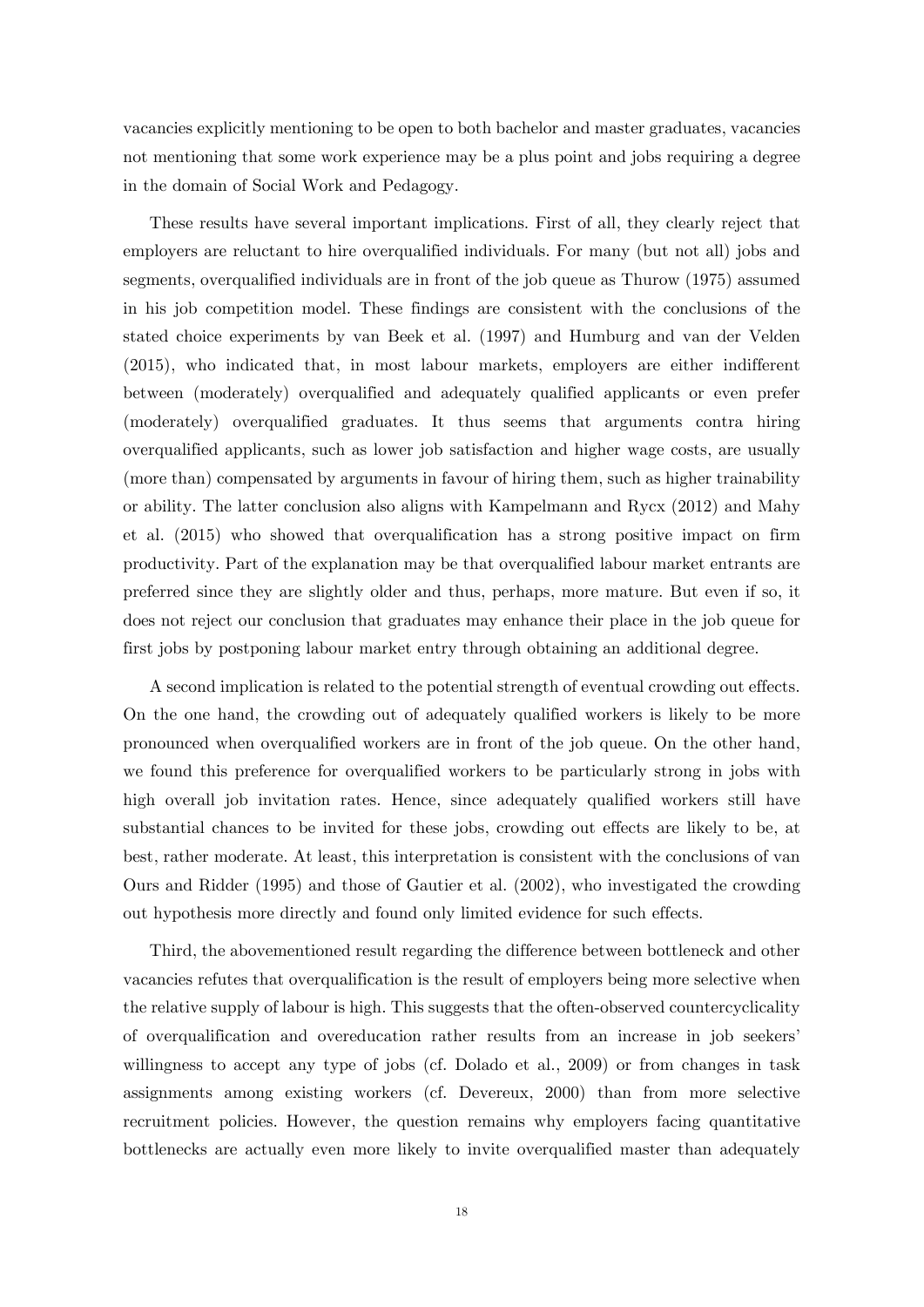vacancies explicitly mentioning to be open to both bachelor and master graduates, vacancies not mentioning that some work experience may be a plus point and jobs requiring a degree in the domain of Social Work and Pedagogy.

These results have several important implications. First of all, they clearly reject that employers are reluctant to hire overqualified individuals. For many (but not all) jobs and segments, overqualified individuals are in front of the job queue as Thurow (1975) assumed in his job competition model. These findings are consistent with the conclusions of the stated choice experiments by van Beek et al. (1997) and Humburg and van der Velden (2015), who indicated that, in most labour markets, employers are either indifferent between (moderately) overqualified and adequately qualified applicants or even prefer (moderately) overqualified graduates. It thus seems that arguments contra hiring overqualified applicants, such as lower job satisfaction and higher wage costs, are usually (more than) compensated by arguments in favour of hiring them, such as higher trainability or ability. The latter conclusion also aligns with Kampelmann and Rycx (2012) and Mahy et al. (2015) who showed that overqualification has a strong positive impact on firm productivity. Part of the explanation may be that overqualified labour market entrants are preferred since they are slightly older and thus, perhaps, more mature. But even if so, it does not reject our conclusion that graduates may enhance their place in the job queue for first jobs by postponing labour market entry through obtaining an additional degree.

A second implication is related to the potential strength of eventual crowding out effects. On the one hand, the crowding out of adequately qualified workers is likely to be more pronounced when overqualified workers are in front of the job queue. On the other hand, we found this preference for overqualified workers to be particularly strong in jobs with high overall job invitation rates. Hence, since adequately qualified workers still have substantial chances to be invited for these jobs, crowding out effects are likely to be, at best, rather moderate. At least, this interpretation is consistent with the conclusions of van Ours and Ridder (1995) and those of Gautier et al. (2002), who investigated the crowding out hypothesis more directly and found only limited evidence for such effects.

Third, the abovementioned result regarding the difference between bottleneck and other vacancies refutes that overqualification is the result of employers being more selective when the relative supply of labour is high. This suggests that the often-observed countercyclicality of overqualification and overeducation rather results from an increase in job seekers' willingness to accept any type of jobs (cf. Dolado et al., 2009) or from changes in task assignments among existing workers (cf. Devereux, 2000) than from more selective recruitment policies. However, the question remains why employers facing quantitative bottlenecks are actually even more likely to invite overqualified master than adequately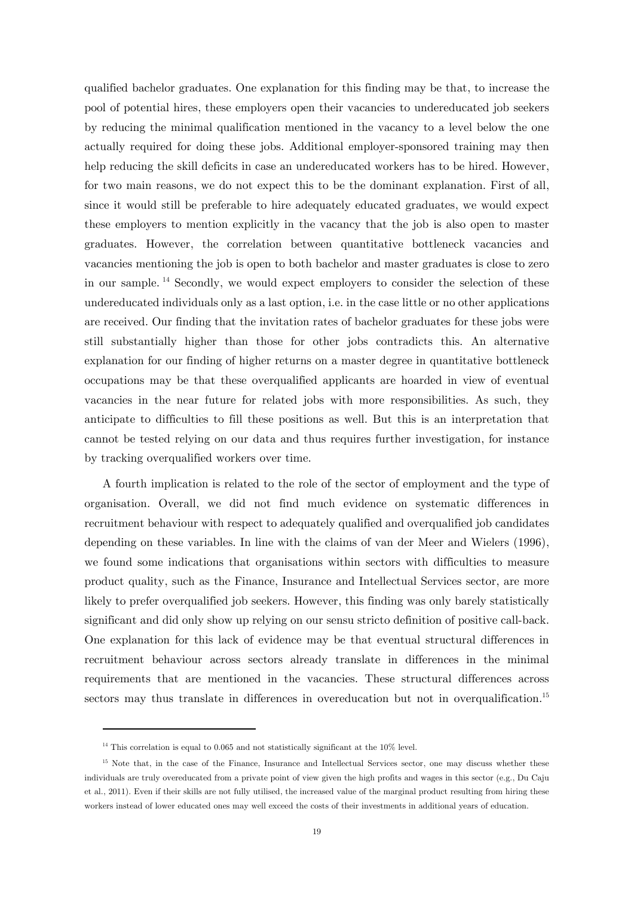qualified bachelor graduates. One explanation for this finding may be that, to increase the pool of potential hires, these employers open their vacancies to undereducated job seekers by reducing the minimal qualification mentioned in the vacancy to a level below the one actually required for doing these jobs. Additional employer-sponsored training may then help reducing the skill deficits in case an undereducated workers has to be hired. However, for two main reasons, we do not expect this to be the dominant explanation. First of all, since it would still be preferable to hire adequately educated graduates, we would expect these employers to mention explicitly in the vacancy that the job is also open to master graduates. However, the correlation between quantitative bottleneck vacancies and vacancies mentioning the job is open to both bachelor and master graduates is close to zero in our sample. [14] Secondly, we would expect employers to consider the selection of these undereducated individuals only as a last option, i.e. in the case little or no other applications are received. Our finding that the invitation rates of bachelor graduates for these jobs were still substantially higher than those for other jobs contradicts this. An alternative explanation for our finding of higher returns on a master degree in quantitative bottleneck occupations may be that these overqualified applicants are hoarded in view of eventual vacancies in the near future for related jobs with more responsibilities. As such, they anticipate to difficulties to fill these positions as well. But this is an interpretation that cannot be tested relying on our data and thus requires further investigation, for instance by tracking overqualified workers over time.

A fourth implication is related to the role of the sector of employment and the type of organisation. Overall, we did not find much evidence on systematic differences in recruitment behaviour with respect to adequately qualified and overqualified job candidates depending on these variables. In line with the claims of van der Meer and Wielers (1996), we found some indications that organisations within sectors with difficulties to measure product quality, such as the Finance, Insurance and Intellectual Services sector, are more likely to prefer overqualified job seekers. However, this finding was only barely statistically significant and did only show up relying on our sensu stricto definition of positive call-back. One explanation for this lack of evidence may be that eventual structural differences in recruitment behaviour across sectors already translate in differences in the minimal requirements that are mentioned in the vacancies. These structural differences across sectors may thus translate in differences in overeducation but not in overqualification.[15]

---

[14] This correlation is equal to 0.065 and not statistically significant at the 10% level.

[15] Note that, in the case of the Finance, Insurance and Intellectual Services sector, one may discuss whether these individuals are truly overeducated from a private point of view given the high profits and wages in this sector (e.g., Du Caju et al., 2011). Even if their skills are not fully utilised, the increased value of the marginal product resulting from hiring these workers instead of lower educated ones may well exceed the costs of their investments in additional years of education.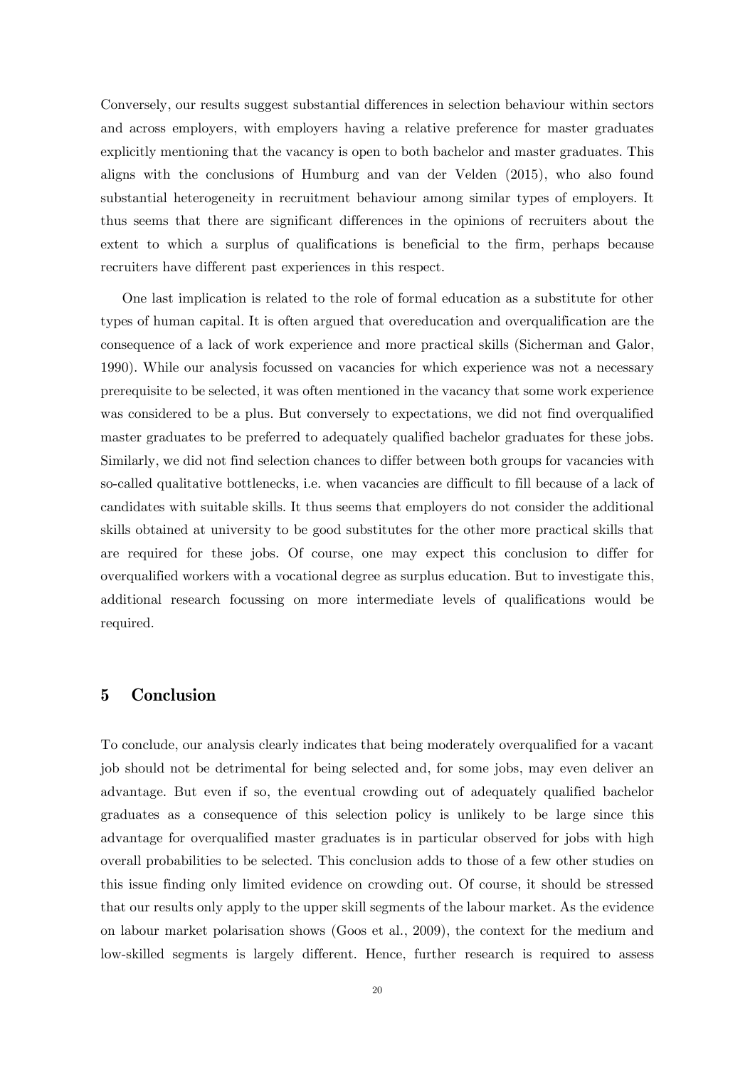Conversely, our results suggest substantial differences in selection behaviour within sectors and across employers, with employers having a relative preference for master graduates explicitly mentioning that the vacancy is open to both bachelor and master graduates. This aligns with the conclusions of Humburg and van der Velden (2015), who also found substantial heterogeneity in recruitment behaviour among similar types of employers. It thus seems that there are significant differences in the opinions of recruiters about the extent to which a surplus of qualifications is beneficial to the firm, perhaps because recruiters have different past experiences in this respect.

One last implication is related to the role of formal education as a substitute for other types of human capital. It is often argued that overeducation and overqualification are the consequence of a lack of work experience and more practical skills (Sicherman and Galor, 1990). While our analysis focussed on vacancies for which experience was not a necessary prerequisite to be selected, it was often mentioned in the vacancy that some work experience was considered to be a plus. But conversely to expectations, we did not find overqualified master graduates to be preferred to adequately qualified bachelor graduates for these jobs. Similarly, we did not find selection chances to differ between both groups for vacancies with so-called qualitative bottlenecks, i.e. when vacancies are difficult to fill because of a lack of candidates with suitable skills. It thus seems that employers do not consider the additional skills obtained at university to be good substitutes for the other more practical skills that are required for these jobs. Of course, one may expect this conclusion to differ for overqualified workers with a vocational degree as surplus education. But to investigate this, additional research focussing on more intermediate levels of qualifications would be required.

## 5 Conclusion

To conclude, our analysis clearly indicates that being moderately overqualified for a vacant job should not be detrimental for being selected and, for some jobs, may even deliver an advantage. But even if so, the eventual crowding out of adequately qualified bachelor graduates as a consequence of this selection policy is unlikely to be large since this advantage for overqualified master graduates is in particular observed for jobs with high overall probabilities to be selected. This conclusion adds to those of a few other studies on this issue finding only limited evidence on crowding out. Of course, it should be stressed that our results only apply to the upper skill segments of the labour market. As the evidence on labour market polarisation shows (Goos et al., 2009), the context for the medium and low-skilled segments is largely different. Hence, further research is required to assess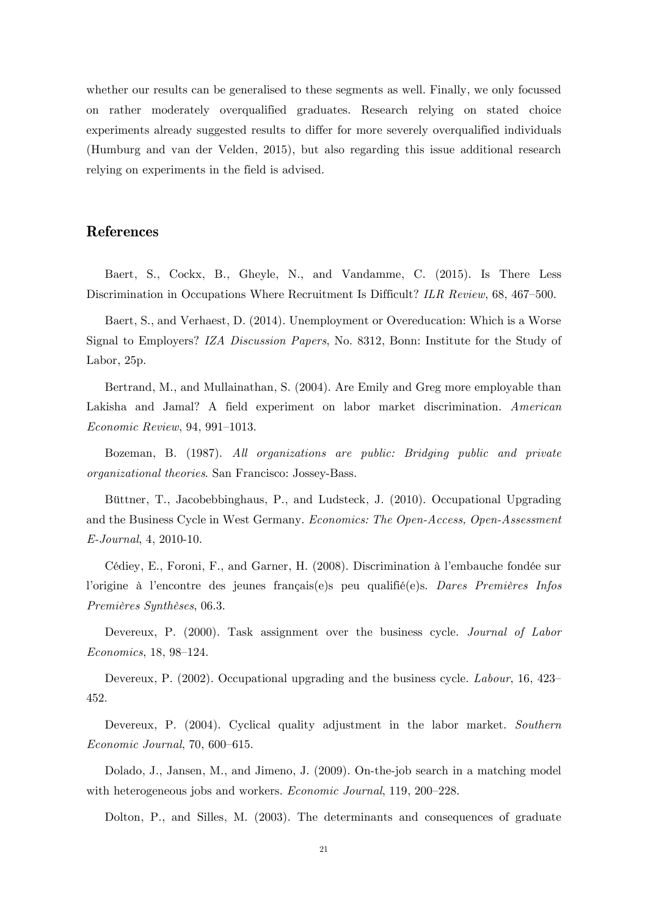whether our results can be generalised to these segments as well. Finally, we only focussed on rather moderately overqualified graduates. Research relying on stated choice experiments already suggested results to differ for more severely overqualified individuals (Humburg and van der Velden, 2015), but also regarding this issue additional research relying on experiments in the field is advised.

## References

Baert, S., Cockx, B., Gheyle, N., and Vandamme, C. (2015). Is There Less Discrimination in Occupations Where Recruitment Is Difficult? *ILR Review*, 68, 467–500.

Baert, S., and Verhaest, D. (2014). Unemployment or Overeducation: Which is a Worse Signal to Employers? *IZA Discussion Papers*, No. 8312, Bonn: Institute for the Study of Labor, 25p.

Bertrand, M., and Mullainathan, S. (2004). Are Emily and Greg more employable than Lakisha and Jamal? A field experiment on labor market discrimination. *American Economic Review*, 94, 991–1013.

Bozeman, B. (1987). *All organizations are public: Bridging public and private organizational theories*. San Francisco: Jossey-Bass.

Büttner, T., Jacobebbinghaus, P., and Ludsteck, J. (2010). Occupational Upgrading and the Business Cycle in West Germany. *Economics: The Open-Access, Open-Assessment E-Journal*, 4, 2010-10.

Cédiey, E., Foroni, F., and Garner, H. (2008). Discrimination à l'embauche fondée sur l'origine à l'encontre des jeunes français(e)s peu qualifié(e)s. *Dares Premières Infos Premières Synthèses*, 06.3.

Devereux, P. (2000). Task assignment over the business cycle. *Journal of Labor Economics*, 18, 98–124.

Devereux, P. (2002). Occupational upgrading and the business cycle. *Labour*, 16, 423–452.

Devereux, P. (2004). Cyclical quality adjustment in the labor market. *Southern Economic Journal*, 70, 600–615.

Dolado, J., Jansen, M., and Jimeno, J. (2009). On-the-job search in a matching model with heterogeneous jobs and workers. *Economic Journal*, 119, 200–228.

Dolton, P., and Silles, M. (2003). The determinants and consequences of graduate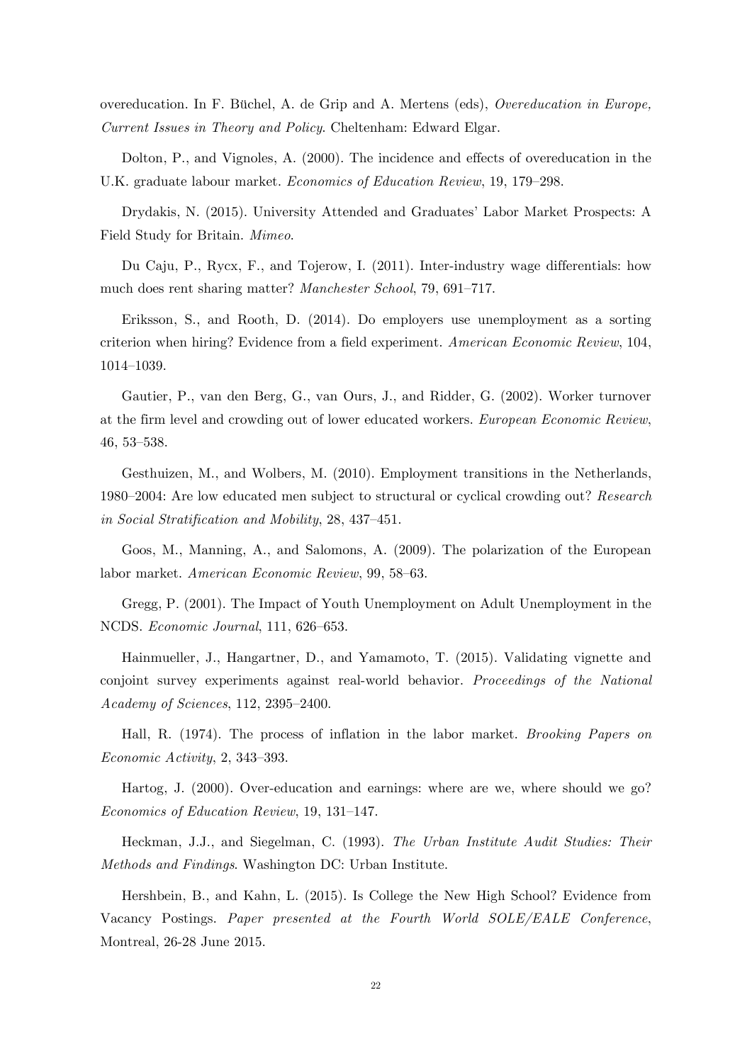overeducation. In F. Büchel, A. de Grip and A. Mertens (eds), *Overeducation in Europe, Current Issues in Theory and Policy*. Cheltenham: Edward Elgar.

Dolton, P., and Vignoles, A. (2000). The incidence and effects of overeducation in the U.K. graduate labour market. *Economics of Education Review*, 19, 179–298.

Drydakis, N. (2015). University Attended and Graduates' Labor Market Prospects: A Field Study for Britain. *Mimeo*.

Du Caju, P., Rycx, F., and Tojerow, I. (2011). Inter-industry wage differentials: how much does rent sharing matter? *Manchester School*, 79, 691–717.

Eriksson, S., and Rooth, D. (2014). Do employers use unemployment as a sorting criterion when hiring? Evidence from a field experiment. *American Economic Review*, 104, 1014–1039.

Gautier, P., van den Berg, G., van Ours, J., and Ridder, G. (2002). Worker turnover at the firm level and crowding out of lower educated workers. *European Economic Review*, 46, 53–538.

Gesthuizen, M., and Wolbers, M. (2010). Employment transitions in the Netherlands, 1980–2004: Are low educated men subject to structural or cyclical crowding out? *Research in Social Stratification and Mobility*, 28, 437–451.

Goos, M., Manning, A., and Salomons, A. (2009). The polarization of the European labor market. *American Economic Review*, 99, 58–63.

Gregg, P. (2001). The Impact of Youth Unemployment on Adult Unemployment in the NCDS. *Economic Journal*, 111, 626–653.

Hainmueller, J., Hangartner, D., and Yamamoto, T. (2015). Validating vignette and conjoint survey experiments against real-world behavior. *Proceedings of the National Academy of Sciences*, 112, 2395–2400.

Hall, R. (1974). The process of inflation in the labor market. *Brooking Papers on Economic Activity*, 2, 343–393.

Hartog, J. (2000). Over-education and earnings: where are we, where should we go? *Economics of Education Review*, 19, 131–147.

Heckman, J.J., and Siegelman, C. (1993). *The Urban Institute Audit Studies: Their Methods and Findings*. Washington DC: Urban Institute.

Hershbein, B., and Kahn, L. (2015). Is College the New High School? Evidence from Vacancy Postings. *Paper presented at the Fourth World SOLE/EALE Conference*, Montreal, 26-28 June 2015.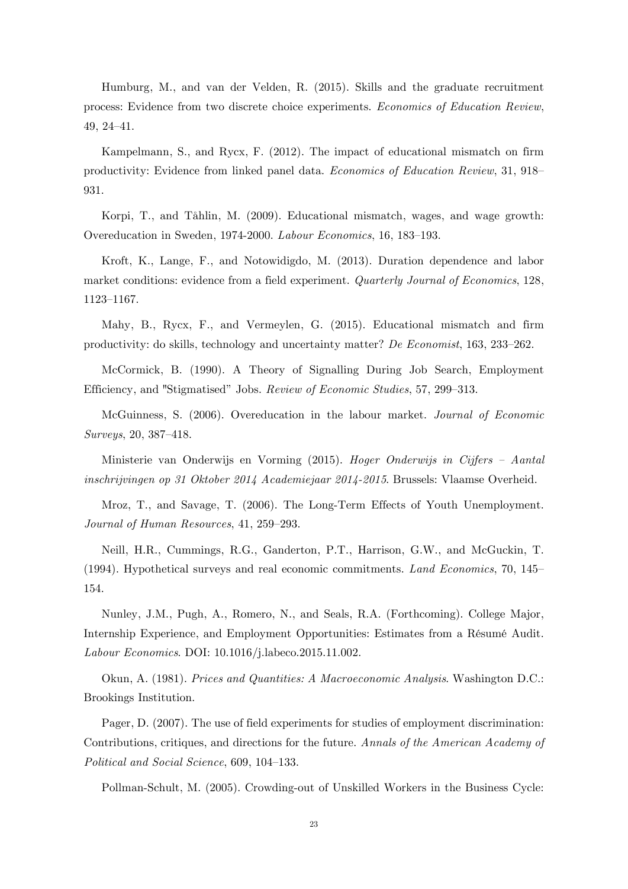Humburg, M., and van der Velden, R. (2015). Skills and the graduate recruitment process: Evidence from two discrete choice experiments. *Economics of Education Review*, 49, 24–41.

Kampelmann, S., and Rycx, F. (2012). The impact of educational mismatch on firm productivity: Evidence from linked panel data. *Economics of Education Review*, 31, 918–931.

Korpi, T., and Tåhlin, M. (2009). Educational mismatch, wages, and wage growth: Overeducation in Sweden, 1974-2000. *Labour Economics*, 16, 183–193.

Kroft, K., Lange, F., and Notowidigdo, M. (2013). Duration dependence and labor market conditions: evidence from a field experiment. *Quarterly Journal of Economics*, 128, 1123–1167.

Mahy, B., Rycx, F., and Vermeylen, G. (2015). Educational mismatch and firm productivity: do skills, technology and uncertainty matter? *De Economist*, 163, 233–262.

McCormick, B. (1990). A Theory of Signalling During Job Search, Employment Efficiency, and "Stigmatised" Jobs. *Review of Economic Studies*, 57, 299–313.

McGuinness, S. (2006). Overeducation in the labour market. *Journal of Economic Surveys*, 20, 387–418.

Ministerie van Onderwijs en Vorming (2015). *Hoger Onderwijs in Cijfers – Aantal inschrijvingen op 31 Oktober 2014 Academiejaar 2014-2015*. Brussels: Vlaamse Overheid.

Mroz, T., and Savage, T. (2006). The Long-Term Effects of Youth Unemployment. *Journal of Human Resources*, 41, 259–293.

Neill, H.R., Cummings, R.G., Ganderton, P.T., Harrison, G.W., and McGuckin, T. (1994). Hypothetical surveys and real economic commitments. *Land Economics*, 70, 145–154.

Nunley, J.M., Pugh, A., Romero, N., and Seals, R.A. (Forthcoming). College Major, Internship Experience, and Employment Opportunities: Estimates from a Résumé Audit. *Labour Economics*. DOI: 10.1016/j.labeco.2015.11.002.

Okun, A. (1981). *Prices and Quantities: A Macroeconomic Analysis*. Washington D.C.: Brookings Institution.

Pager, D. (2007). The use of field experiments for studies of employment discrimination: Contributions, critiques, and directions for the future. *Annals of the American Academy of Political and Social Science*, 609, 104–133.

Pollman-Schult, M. (2005). Crowding-out of Unskilled Workers in the Business Cycle: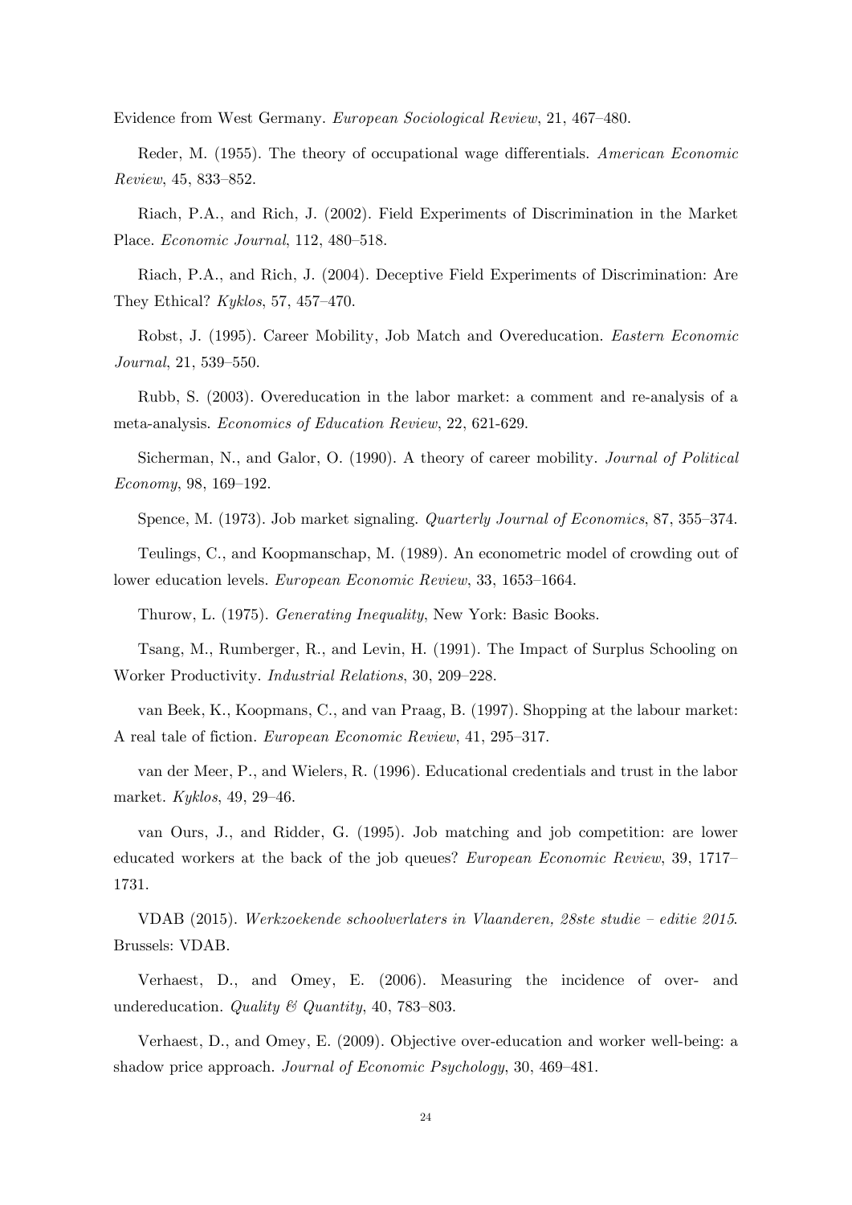Evidence from West Germany. *European Sociological Review*, 21, 467–480.

Reder, M. (1955). The theory of occupational wage differentials. *American Economic Review*, 45, 833–852.

Riach, P.A., and Rich, J. (2002). Field Experiments of Discrimination in the Market Place. *Economic Journal*, 112, 480–518.

Riach, P.A., and Rich, J. (2004). Deceptive Field Experiments of Discrimination: Are They Ethical? *Kyklos*, 57, 457–470.

Robst, J. (1995). Career Mobility, Job Match and Overeducation. *Eastern Economic Journal*, 21, 539–550.

Rubb, S. (2003). Overeducation in the labor market: a comment and re-analysis of a meta-analysis. *Economics of Education Review*, 22, 621-629.

Sicherman, N., and Galor, O. (1990). A theory of career mobility. *Journal of Political Economy*, 98, 169–192.

Spence, M. (1973). Job market signaling. *Quarterly Journal of Economics*, 87, 355–374.

Teulings, C., and Koopmanschap, M. (1989). An econometric model of crowding out of lower education levels. *European Economic Review*, 33, 1653–1664.

Thurow, L. (1975). *Generating Inequality*, New York: Basic Books.

Tsang, M., Rumberger, R., and Levin, H. (1991). The Impact of Surplus Schooling on Worker Productivity. *Industrial Relations*, 30, 209–228.

van Beek, K., Koopmans, C., and van Praag, B. (1997). Shopping at the labour market: A real tale of fiction. *European Economic Review*, 41, 295–317.

van der Meer, P., and Wielers, R. (1996). Educational credentials and trust in the labor market. *Kyklos*, 49, 29–46.

van Ours, J., and Ridder, G. (1995). Job matching and job competition: are lower educated workers at the back of the job queues? *European Economic Review*, 39, 1717–1731.

VDAB (2015). *Werkzoekende schoolverlaters in Vlaanderen, 28ste studie – editie 2015*. Brussels: VDAB.

Verhaest, D., and Omey, E. (2006). Measuring the incidence of over- and undereducation. *Quality & Quantity*, 40, 783–803.

Verhaest, D., and Omey, E. (2009). Objective over-education and worker well-being: a shadow price approach. *Journal of Economic Psychology*, 30, 469–481.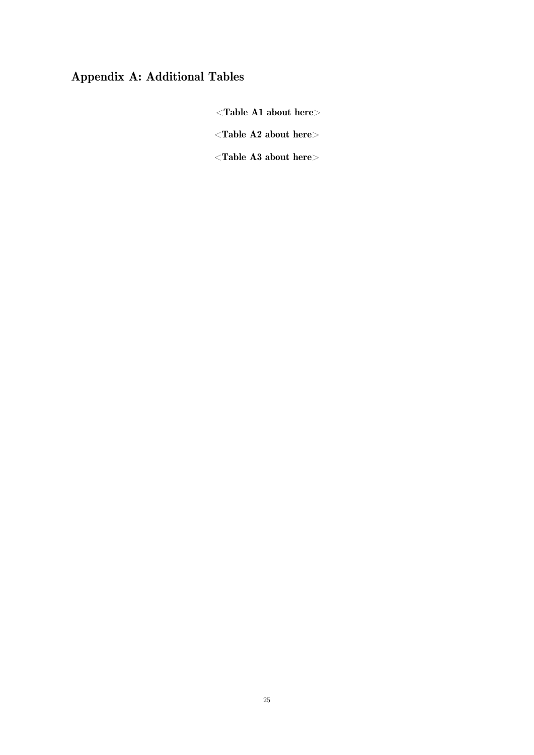## Appendix A: Additional Tables

**<Table A1 about here>**

**<Table A2 about here>**

**<Table A3 about here>**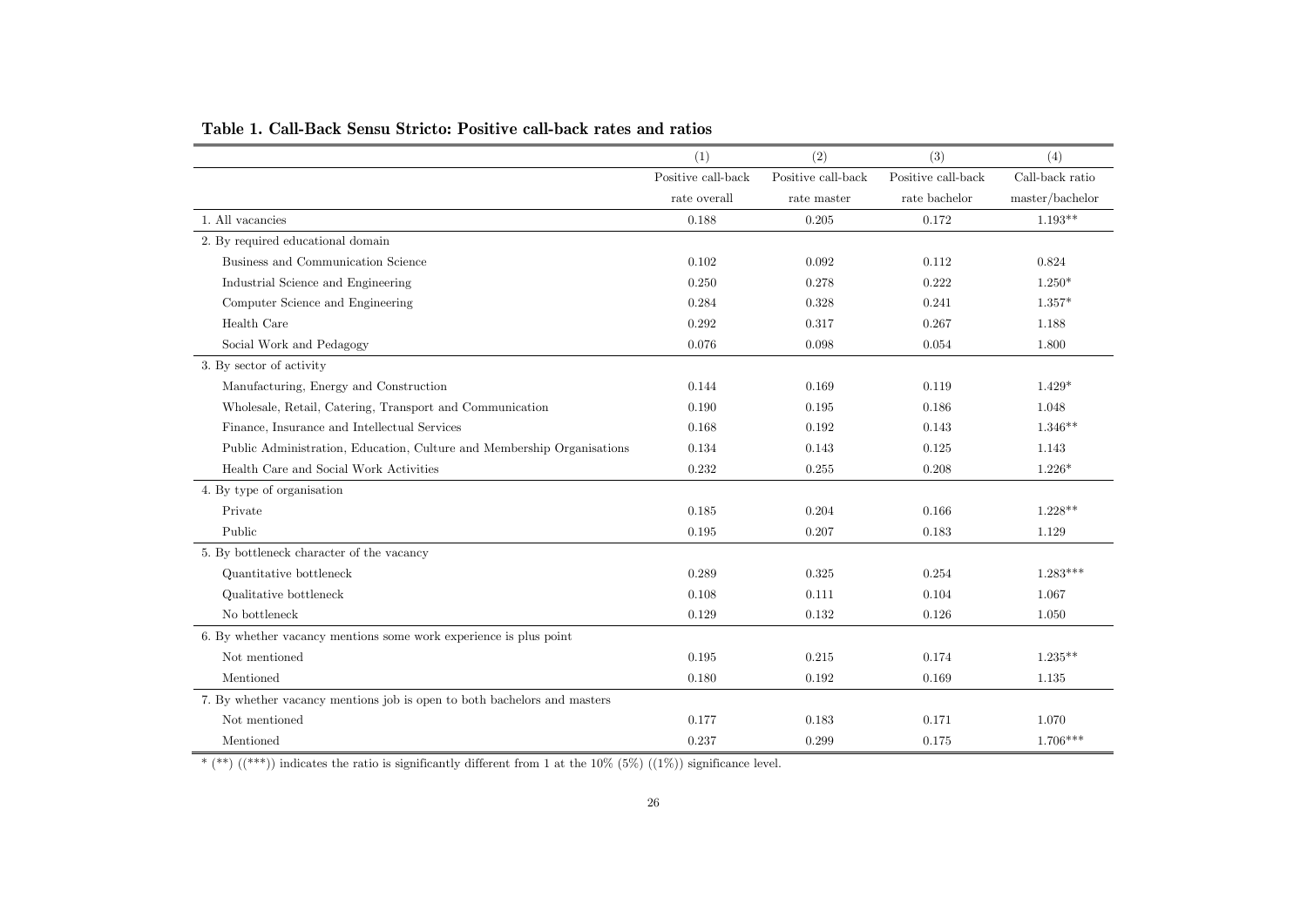**Table 1. Call-Back Sensu Stricto: Positive call-back rates and ratios**

| | (1) | (2) | (3) | (4) |
|---|---|---|---|---|
| | Positive call-back rate overall | Positive call-back rate master | Positive call-back rate bachelor | Call-back ratio master/bachelor |
| 1. All vacancies | 0.188 | 0.205 | 0.172 | 1.193** |
| 2. By required educational domain | | | | |
| Business and Communication Science | 0.102 | 0.092 | 0.112 | 0.824 |
| Industrial Science and Engineering | 0.250 | 0.278 | 0.222 | 1.250* |
| Computer Science and Engineering | 0.284 | 0.328 | 0.241 | 1.357* |
| Health Care | 0.292 | 0.317 | 0.267 | 1.188 |
| Social Work and Pedagogy | 0.076 | 0.098 | 0.054 | 1.800 |
| 3. By sector of activity | | | | |
| Manufacturing, Energy and Construction | 0.144 | 0.169 | 0.119 | 1.429* |
| Wholesale, Retail, Catering, Transport and Communication | 0.190 | 0.195 | 0.186 | 1.048 |
| Finance, Insurance and Intellectual Services | 0.168 | 0.192 | 0.143 | 1.346** |
| Public Administration, Education, Culture and Membership Organisations | 0.134 | 0.143 | 0.125 | 1.143 |
| Health Care and Social Work Activities | 0.232 | 0.255 | 0.208 | 1.226* |
| 4. By type of organisation | | | | |
| Private | 0.185 | 0.204 | 0.166 | 1.228** |
| Public | 0.195 | 0.207 | 0.183 | 1.129 |
| 5. By bottleneck character of the vacancy | | | | |
| Quantitative bottleneck | 0.289 | 0.325 | 0.254 | 1.283*** |
| Qualitative bottleneck | 0.108 | 0.111 | 0.104 | 1.067 |
| No bottleneck | 0.129 | 0.132 | 0.126 | 1.050 |
| 6. By whether vacancy mentions some work experience is plus point | | | | |
| Not mentioned | 0.195 | 0.215 | 0.174 | 1.235** |
| Mentioned | 0.180 | 0.192 | 0.169 | 1.135 |
| 7. By whether vacancy mentions job is open to both bachelors and masters | | | | |
| Not mentioned | 0.177 | 0.183 | 0.171 | 1.070 |
| Mentioned | 0.237 | 0.299 | 0.175 | 1.706*** |

* (**) ((***)) indicates the ratio is significantly different from 1 at the 10% (5%) ((1%)) significance level.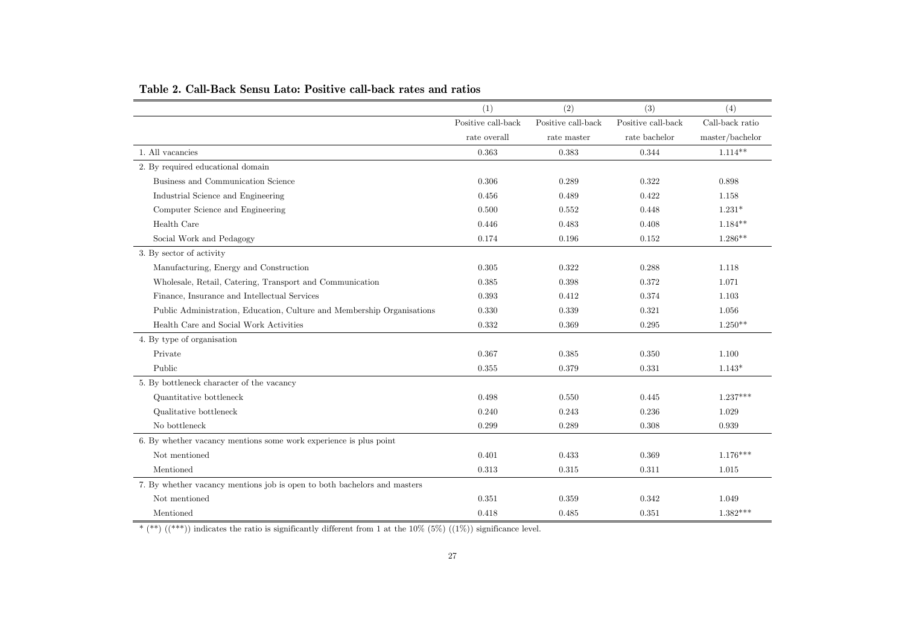**Table 2. Call-Back Sensu Lato: Positive call-back rates and ratios**

| | (1) | (2) | (3) | (4) |
|---|---|---|---|---|
| | Positive call-back rate overall | Positive call-back rate master | Positive call-back rate bachelor | Call-back ratio master/bachelor |
| 1. All vacancies | 0.363 | 0.383 | 0.344 | 1.114** |
| 2. By required educational domain | | | | |
| Business and Communication Science | 0.306 | 0.289 | 0.322 | 0.898 |
| Industrial Science and Engineering | 0.456 | 0.489 | 0.422 | 1.158 |
| Computer Science and Engineering | 0.500 | 0.552 | 0.448 | 1.231* |
| Health Care | 0.446 | 0.483 | 0.408 | 1.184** |
| Social Work and Pedagogy | 0.174 | 0.196 | 0.152 | 1.286** |
| 3. By sector of activity | | | | |
| Manufacturing, Energy and Construction | 0.305 | 0.322 | 0.288 | 1.118 |
| Wholesale, Retail, Catering, Transport and Communication | 0.385 | 0.398 | 0.372 | 1.071 |
| Finance, Insurance and Intellectual Services | 0.393 | 0.412 | 0.374 | 1.103 |
| Public Administration, Education, Culture and Membership Organisations | 0.330 | 0.339 | 0.321 | 1.056 |
| Health Care and Social Work Activities | 0.332 | 0.369 | 0.295 | 1.250** |
| 4. By type of organisation | | | | |
| Private | 0.367 | 0.385 | 0.350 | 1.100 |
| Public | 0.355 | 0.379 | 0.331 | 1.143* |
| 5. By bottleneck character of the vacancy | | | | |
| Quantitative bottleneck | 0.498 | 0.550 | 0.445 | 1.237*** |
| Qualitative bottleneck | 0.240 | 0.243 | 0.236 | 1.029 |
| No bottleneck | 0.299 | 0.289 | 0.308 | 0.939 |
| 6. By whether vacancy mentions some work experience is plus point | | | | |
| Not mentioned | 0.401 | 0.433 | 0.369 | 1.176*** |
| Mentioned | 0.313 | 0.315 | 0.311 | 1.015 |
| 7. By whether vacancy mentions job is open to both bachelors and masters | | | | |
| Not mentioned | 0.351 | 0.359 | 0.342 | 1.049 |
| Mentioned | 0.418 | 0.485 | 0.351 | 1.382*** |

* (**) ((***)) indicates the ratio is significantly different from 1 at the 10% (5%) ((1%)) significance level.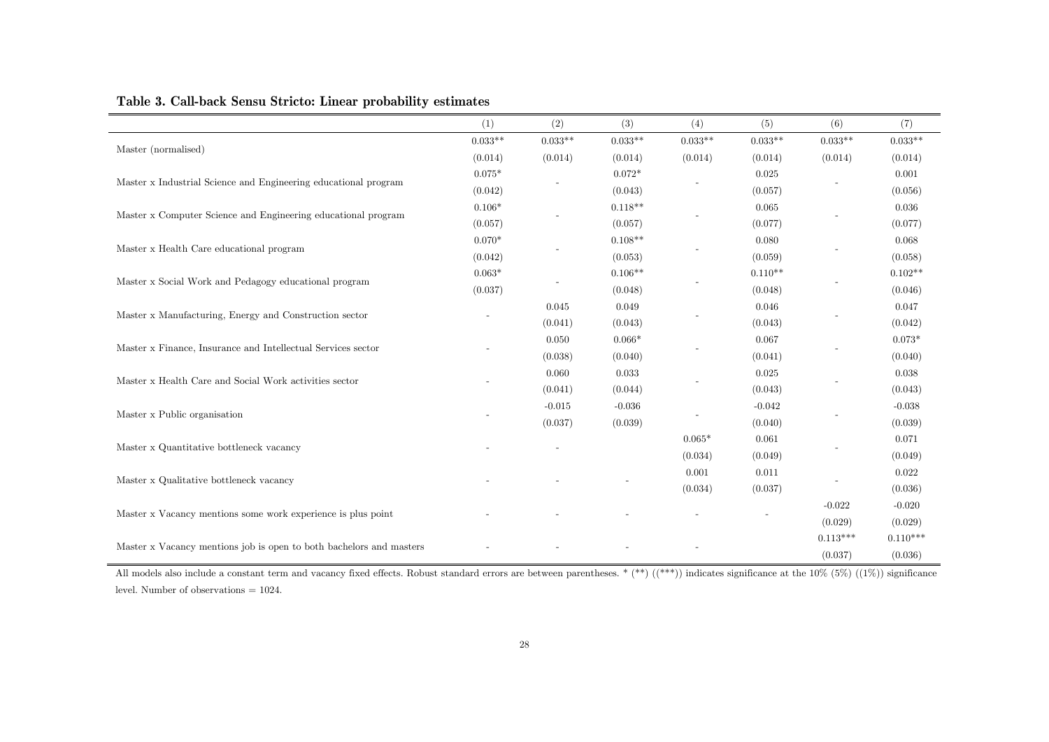**Table 3. Call-back Sensu Stricto: Linear probability estimates**

| | (1) | (2) | (3) | (4) | (5) | (6) | (7) |
|---|---|---|---|---|---|---|---|
| Master (normalised) | 0.033** | 0.033** | 0.033** | 0.033** | 0.033** | 0.033** | 0.033** |
| | (0.014) | (0.014) | (0.014) | (0.014) | (0.014) | (0.014) | (0.014) |
| Master x Industrial Science and Engineering educational program | 0.075* | - | 0.072* | - | 0.025 | - | 0.001 |
| | (0.042) | | (0.043) | | (0.057) | | (0.056) |
| Master x Computer Science and Engineering educational program | 0.106* | - | 0.118** | - | 0.065 | - | 0.036 |
| | (0.057) | | (0.057) | | (0.077) | | (0.077) |
| Master x Health Care educational program | 0.070* | - | 0.108** | - | 0.080 | - | 0.068 |
| | (0.042) | | (0.053) | | (0.059) | | (0.058) |
| Master x Social Work and Pedagogy educational program | 0.063* | - | 0.106** | - | 0.110** | - | 0.102** |
| | (0.037) | | (0.048) | | (0.048) | | (0.046) |
| Master x Manufacturing, Energy and Construction sector | - | 0.045 | 0.049 | - | 0.046 | - | 0.047 |
| | | (0.041) | (0.043) | | (0.043) | | (0.042) |
| Master x Finance, Insurance and Intellectual Services sector | - | 0.050 | 0.066* | - | 0.067 | - | 0.073* |
| | | (0.038) | (0.040) | | (0.041) | | (0.040) |
| Master x Health Care and Social Work activities sector | - | 0.060 | 0.033 | - | 0.025 | - | 0.038 |
| | | (0.041) | (0.044) | | (0.043) | | (0.043) |
| Master x Public organisation | - | -0.015 | -0.036 | - | -0.042 | - | -0.038 |
| | | (0.037) | (0.039) | | (0.040) | | (0.039) |
| Master x Quantitative bottleneck vacancy | - | - | | 0.065* | 0.061 | - | 0.071 |
| | | | | (0.034) | (0.049) | | (0.049) |
| Master x Qualitative bottleneck vacancy | - | - | - | 0.001 | 0.011 | - | 0.022 |
| | | | | (0.034) | (0.037) | | (0.036) |
| Master x Vacancy mentions some work experience is plus point | - | - | - | - | - | -0.022 | -0.020 |
| | | | | | | (0.029) | (0.029) |
| Master x Vacancy mentions job is open to both bachelors and masters | - | - | - | - | | 0.113*** | 0.110*** |
| | | | | | | (0.037) | (0.036) |

All models also include a constant term and vacancy fixed effects. Robust standard errors are between parentheses. * (**) ((***)) indicates significance at the 10% (5%) ((1%)) significance level. Number of observations = 1024.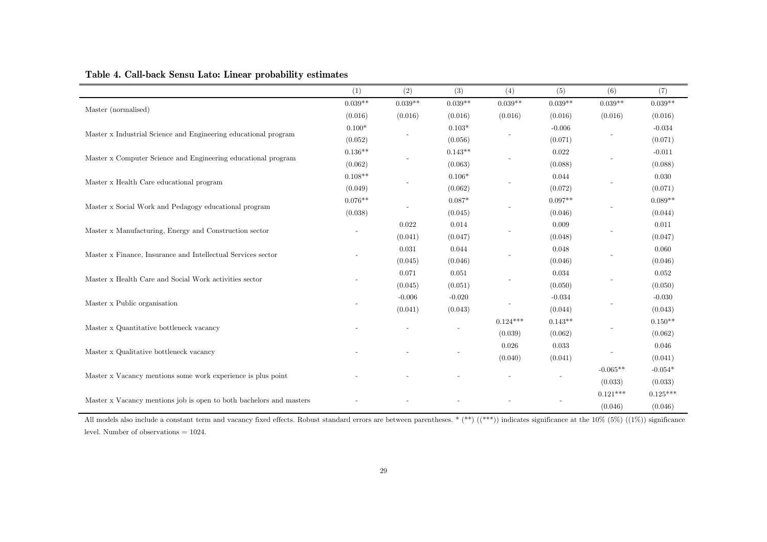**Table 4. Call-back Sensu Lato: Linear probability estimates**

| | (1) | (2) | (3) | (4) | (5) | (6) | (7) |
|---|---|---|---|---|---|---|---|
| Master (normalised) | 0.039** | 0.039** | 0.039** | 0.039** | 0.039** | 0.039** | 0.039** |
| | (0.016) | (0.016) | (0.016) | (0.016) | (0.016) | (0.016) | (0.016) |
| Master x Industrial Science and Engineering educational program | 0.100* | - | 0.103* | - | -0.006 | - | -0.034 |
| | (0.052) | | (0.056) | | (0.071) | | (0.071) |
| Master x Computer Science and Engineering educational program | 0.136** | - | 0.143** | - | 0.022 | - | -0.011 |
| | (0.062) | | (0.063) | | (0.088) | | (0.088) |
| Master x Health Care educational program | 0.108** | - | 0.106* | - | 0.044 | - | 0.030 |
| | (0.049) | | (0.062) | | (0.072) | | (0.071) |
| Master x Social Work and Pedagogy educational program | 0.076** | - | 0.087* | - | 0.097** | - | 0.089** |
| | (0.038) | | (0.045) | | (0.046) | | (0.044) |
| Master x Manufacturing, Energy and Construction sector | - | 0.022 | 0.014 | - | 0.009 | - | 0.011 |
| | | (0.041) | (0.047) | | (0.048) | | (0.047) |
| Master x Finance, Insurance and Intellectual Services sector | - | 0.031 | 0.044 | - | 0.048 | - | 0.060 |
| | | (0.045) | (0.046) | | (0.046) | | (0.046) |
| Master x Health Care and Social Work activities sector | - | 0.071 | 0.051 | - | 0.034 | - | 0.052 |
| | | (0.045) | (0.051) | | (0.050) | | (0.050) |
| Master x Public organisation | - | -0.006 | -0.020 | - | -0.034 | - | -0.030 |
| | | (0.041) | (0.043) | | (0.044) | | (0.043) |
| Master x Quantitative bottleneck vacancy | - | - | - | 0.124*** | 0.143** | - | 0.150** |
| | | | | (0.039) | (0.062) | | (0.062) |
| Master x Qualitative bottleneck vacancy | - | - | - | 0.026 | 0.033 | - | 0.046 |
| | | | | (0.040) | (0.041) | | (0.041) |
| Master x Vacancy mentions some work experience is plus point | - | - | - | - | - | -0.065** | -0.054* |
| | | | | | | (0.033) | (0.033) |
| Master x Vacancy mentions job is open to both bachelors and masters | - | - | - | - | - | 0.121*** | 0.125*** |
| | | | | | | (0.046) | (0.046) |

All models also include a constant term and vacancy fixed effects. Robust standard errors are between parentheses. * (**) ((***)) indicates significance at the 10% (5%) ((1%)) significance level. Number of observations = 1024.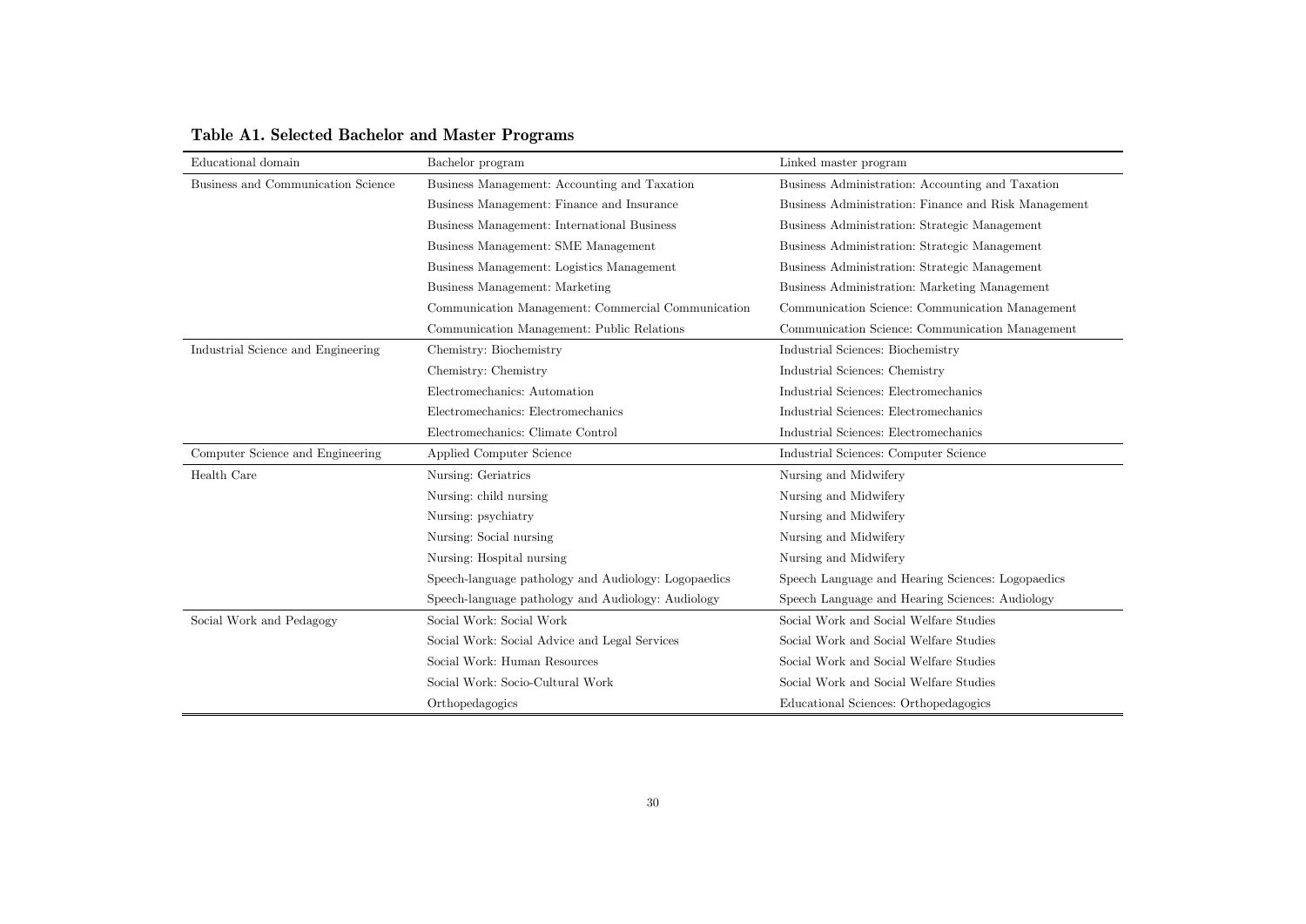**Table A1. Selected Bachelor and Master Programs**

| Educational domain | Bachelor program | Linked master program |
|---|---|---|
| Business and Communication Science | Business Management: Accounting and Taxation | Business Administration: Accounting and Taxation |
| | Business Management: Finance and Insurance | Business Administration: Finance and Risk Management |
| | Business Management: International Business | Business Administration: Strategic Management |
| | Business Management: SME Management | Business Administration: Strategic Management |
| | Business Management: Logistics Management | Business Administration: Strategic Management |
| | Business Management: Marketing | Business Administration: Marketing Management |
| | Communication Management: Commercial Communication | Communication Science: Communication Management |
| | Communication Management: Public Relations | Communication Science: Communication Management |
| Industrial Science and Engineering | Chemistry: Biochemistry | Industrial Sciences: Biochemistry |
| | Chemistry: Chemistry | Industrial Sciences: Chemistry |
| | Electromechanics: Automation | Industrial Sciences: Electromechanics |
| | Electromechanics: Electromechanics | Industrial Sciences: Electromechanics |
| | Electromechanics: Climate Control | Industrial Sciences: Electromechanics |
| Computer Science and Engineering | Applied Computer Science | Industrial Sciences: Computer Science |
| Health Care | Nursing: Geriatrics | Nursing and Midwifery |
| | Nursing: child nursing | Nursing and Midwifery |
| | Nursing: psychiatry | Nursing and Midwifery |
| | Nursing: Social nursing | Nursing and Midwifery |
| | Nursing: Hospital nursing | Nursing and Midwifery |
| | Speech-language pathology and Audiology: Logopaedics | Speech Language and Hearing Sciences: Logopaedics |
| | Speech-language pathology and Audiology: Audiology | Speech Language and Hearing Sciences: Audiology |
| Social Work and Pedagogy | Social Work: Social Work | Social Work and Social Welfare Studies |
| | Social Work: Social Advice and Legal Services | Social Work and Social Welfare Studies |
| | Social Work: Human Resources | Social Work and Social Welfare Studies |
| | Social Work: Socio-Cultural Work | Social Work and Social Welfare Studies |
| | Orthopedagogics | Educational Sciences: Orthopedagogics |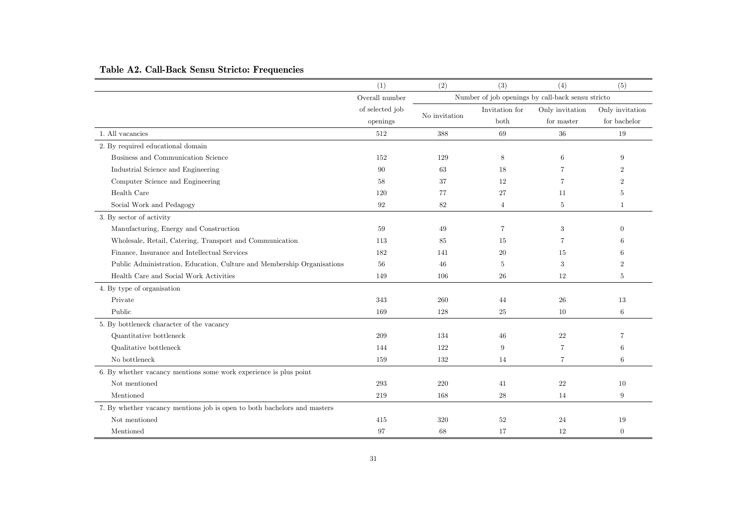**Table A2. Call-Back Sensu Stricto: Frequencies**

| | (1) | (2) | (3) | (4) | (5) |
|---|---|---|---|---|---|
| | Overall number of selected job openings | Number of job openings by call-back sensu stricto | | | |
| | | No invitation | Invitation for both | Only invitation for master | Only invitation for bachelor |
| 1. All vacancies | 512 | 388 | 69 | 36 | 19 |
| 2. By required educational domain | | | | | |
| Business and Communication Science | 152 | 129 | 8 | 6 | 9 |
| Industrial Science and Engineering | 90 | 63 | 18 | 7 | 2 |
| Computer Science and Engineering | 58 | 37 | 12 | 7 | 2 |
| Health Care | 120 | 77 | 27 | 11 | 5 |
| Social Work and Pedagogy | 92 | 82 | 4 | 5 | 1 |
| 3. By sector of activity | | | | | |
| Manufacturing, Energy and Construction | 59 | 49 | 7 | 3 | 0 |
| Wholesale, Retail, Catering, Transport and Communication | 113 | 85 | 15 | 7 | 6 |
| Finance, Insurance and Intellectual Services | 182 | 141 | 20 | 15 | 6 |
| Public Administration, Education, Culture and Membership Organisations | 56 | 46 | 5 | 3 | 2 |
| Health Care and Social Work Activities | 149 | 106 | 26 | 12 | 5 |
| 4. By type of organisation | | | | | |
| Private | 343 | 260 | 44 | 26 | 13 |
| Public | 169 | 128 | 25 | 10 | 6 |
| 5. By bottleneck character of the vacancy | | | | | |
| Quantitative bottleneck | 209 | 134 | 46 | 22 | 7 |
| Qualitative bottleneck | 144 | 122 | 9 | 7 | 6 |
| No bottleneck | 159 | 132 | 14 | 7 | 6 |
| 6. By whether vacancy mentions some work experience is plus point | | | | | |
| Not mentioned | 293 | 220 | 41 | 22 | 10 |
| Mentioned | 219 | 168 | 28 | 14 | 9 |
| 7. By whether vacancy mentions job is open to both bachelors and masters | | | | | |
| Not mentioned | 415 | 320 | 52 | 24 | 19 |
| Mentioned | 97 | 68 | 17 | 12 | 0 |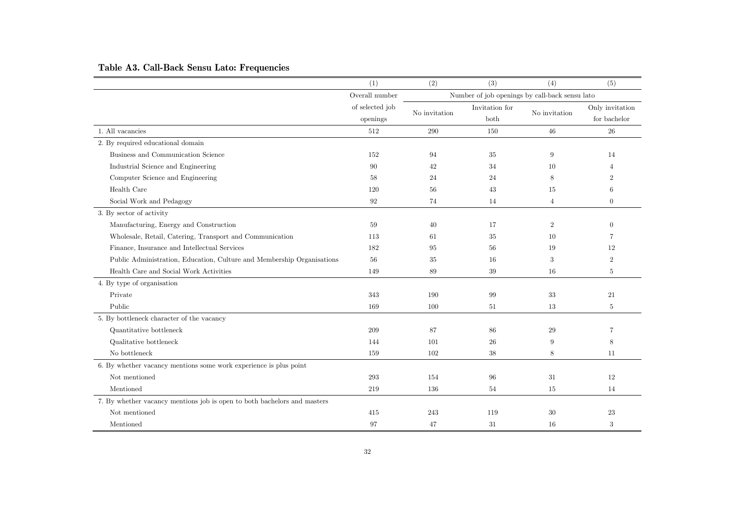**Table A3. Call-Back Sensu Lato: Frequencies**

| | (1) | (2) | (3) | (4) | (5) |
|---|---|---|---|---|---|
| | Overall number of selected job openings | Number of job openings by call-back sensu lato | | | |
| | | No invitation | Invitation for both | No invitation | Only invitation for bachelor |
| 1. All vacancies | 512 | 290 | 150 | 46 | 26 |
| 2. By required educational domain | | | | | |
| Business and Communication Science | 152 | 94 | 35 | 9 | 14 |
| Industrial Science and Engineering | 90 | 42 | 34 | 10 | 4 |
| Computer Science and Engineering | 58 | 24 | 24 | 8 | 2 |
| Health Care | 120 | 56 | 43 | 15 | 6 |
| Social Work and Pedagogy | 92 | 74 | 14 | 4 | 0 |
| 3. By sector of activity | | | | | |
| Manufacturing, Energy and Construction | 59 | 40 | 17 | 2 | 0 |
| Wholesale, Retail, Catering, Transport and Communication | 113 | 61 | 35 | 10 | 7 |
| Finance, Insurance and Intellectual Services | 182 | 95 | 56 | 19 | 12 |
| Public Administration, Education, Culture and Membership Organisations | 56 | 35 | 16 | 3 | 2 |
| Health Care and Social Work Activities | 149 | 89 | 39 | 16 | 5 |
| 4. By type of organisation | | | | | |
| Private | 343 | 190 | 99 | 33 | 21 |
| Public | 169 | 100 | 51 | 13 | 5 |
| 5. By bottleneck character of the vacancy | | | | | |
| Quantitative bottleneck | 209 | 87 | 86 | 29 | 7 |
| Qualitative bottleneck | 144 | 101 | 26 | 9 | 8 |
| No bottleneck | 159 | 102 | 38 | 8 | 11 |
| 6. By whether vacancy mentions some work experience is plus point | | | | | |
| Not mentioned | 293 | 154 | 96 | 31 | 12 |
| Mentioned | 219 | 136 | 54 | 15 | 14 |
| 7. By whether vacancy mentions job is open to both bachelors and masters | | | | | |
| Not mentioned | 415 | 243 | 119 | 30 | 23 |
| Mentioned | 97 | 47 | 31 | 16 | 3 |